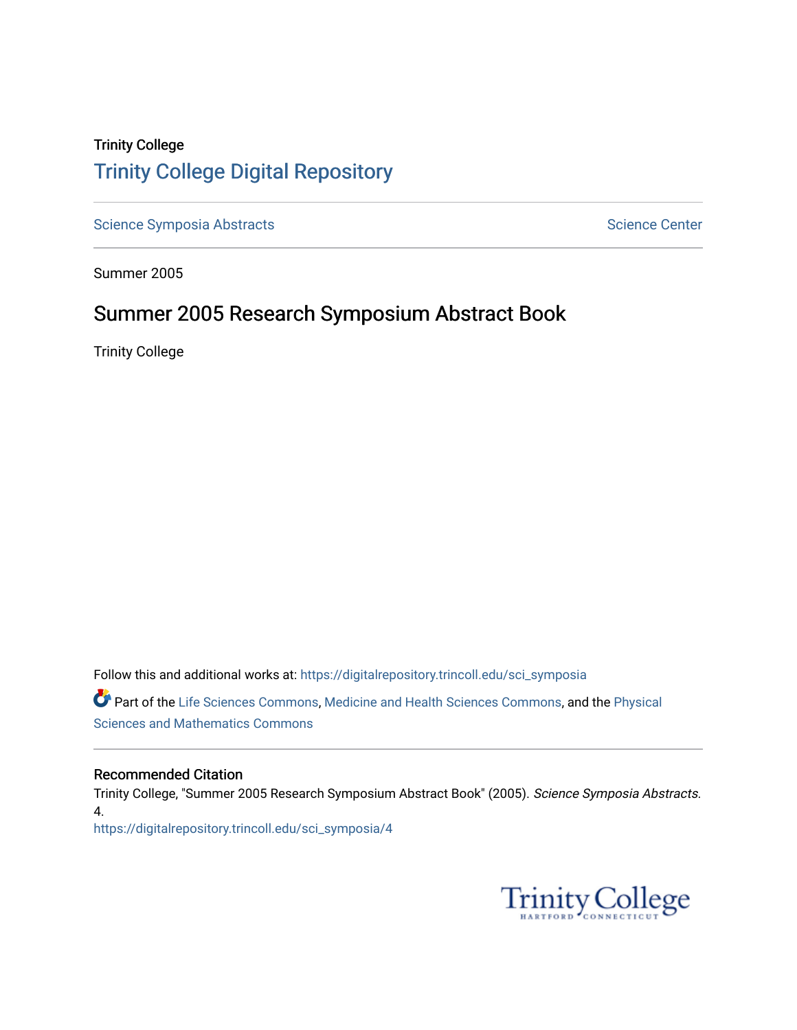Trinity College

## Trinity College Digital Repository

Science Symposia Abstracts | Science Center

Summer 2005

# Summer 2005 Research Symposium Abstract Book

Trinity College

Follow this and additional works at: https://digitalrepository.trincoll.edu/sci_symposia

Part of the Life Sciences Commons, Medicine and Health Sciences Commons, and the Physical Sciences and Mathematics Commons

### Recommended Citation

Trinity College, "Summer 2005 Research Symposium Abstract Book" (2005). *Science Symposia Abstracts*. 4.
https://digitalrepository.trincoll.edu/sci_symposia/4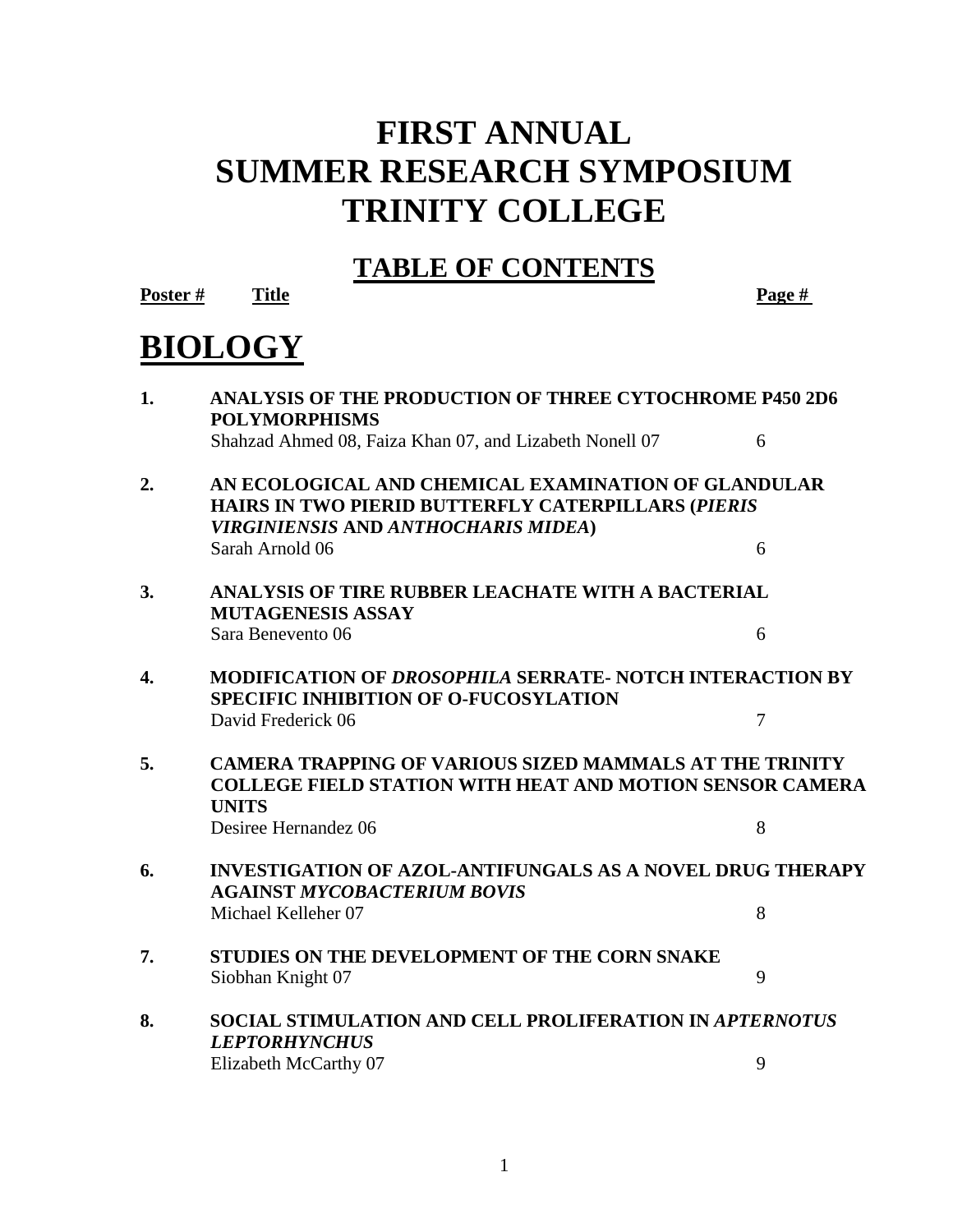# FIRST ANNUAL
# SUMMER RESEARCH SYMPOSIUM
# TRINITY COLLEGE

## TABLE OF CONTENTS

| Poster # | Title | Page # |
|---|---|---|

# BIOLOGY

| Poster # | Title | Page # |
|---|---|---|
| **1.** | **ANALYSIS OF THE PRODUCTION OF THREE CYTOCHROME P450 2D6 POLYMORPHISMS**<br>Shahzad Ahmed 08, Faiza Khan 07, and Lizabeth Nonell 07 | 6 |
| **2.** | **AN ECOLOGICAL AND CHEMICAL EXAMINATION OF GLANDULAR HAIRS IN TWO PIERID BUTTERFLY CATERPILLARS (*PIERIS VIRGINIENSIS* AND *ANTHOCHARIS MIDEA*)**<br>Sarah Arnold 06 | 6 |
| **3.** | **ANALYSIS OF TIRE RUBBER LEACHATE WITH A BACTERIAL MUTAGENESIS ASSAY**<br>Sara Benevento 06 | 6 |
| **4.** | **MODIFICATION OF *DROSOPHILA* SERRATE- NOTCH INTERACTION BY SPECIFIC INHIBITION OF O-FUCOSYLATION**<br>David Frederick 06 | 7 |
| **5.** | **CAMERA TRAPPING OF VARIOUS SIZED MAMMALS AT THE TRINITY COLLEGE FIELD STATION WITH HEAT AND MOTION SENSOR CAMERA UNITS**<br>Desiree Hernandez 06 | 8 |
| **6.** | **INVESTIGATION OF AZOL-ANTIFUNGALS AS A NOVEL DRUG THERAPY AGAINST *MYCOBACTERIUM BOVIS***<br>Michael Kelleher 07 | 8 |
| **7.** | **STUDIES ON THE DEVELOPMENT OF THE CORN SNAKE**<br>Siobhan Knight 07 | 9 |
| **8.** | **SOCIAL STIMULATION AND CELL PROLIFERATION IN *APTERNOTUS LEPTORHYNCHUS***<br>Elizabeth McCarthy 07 | 9 |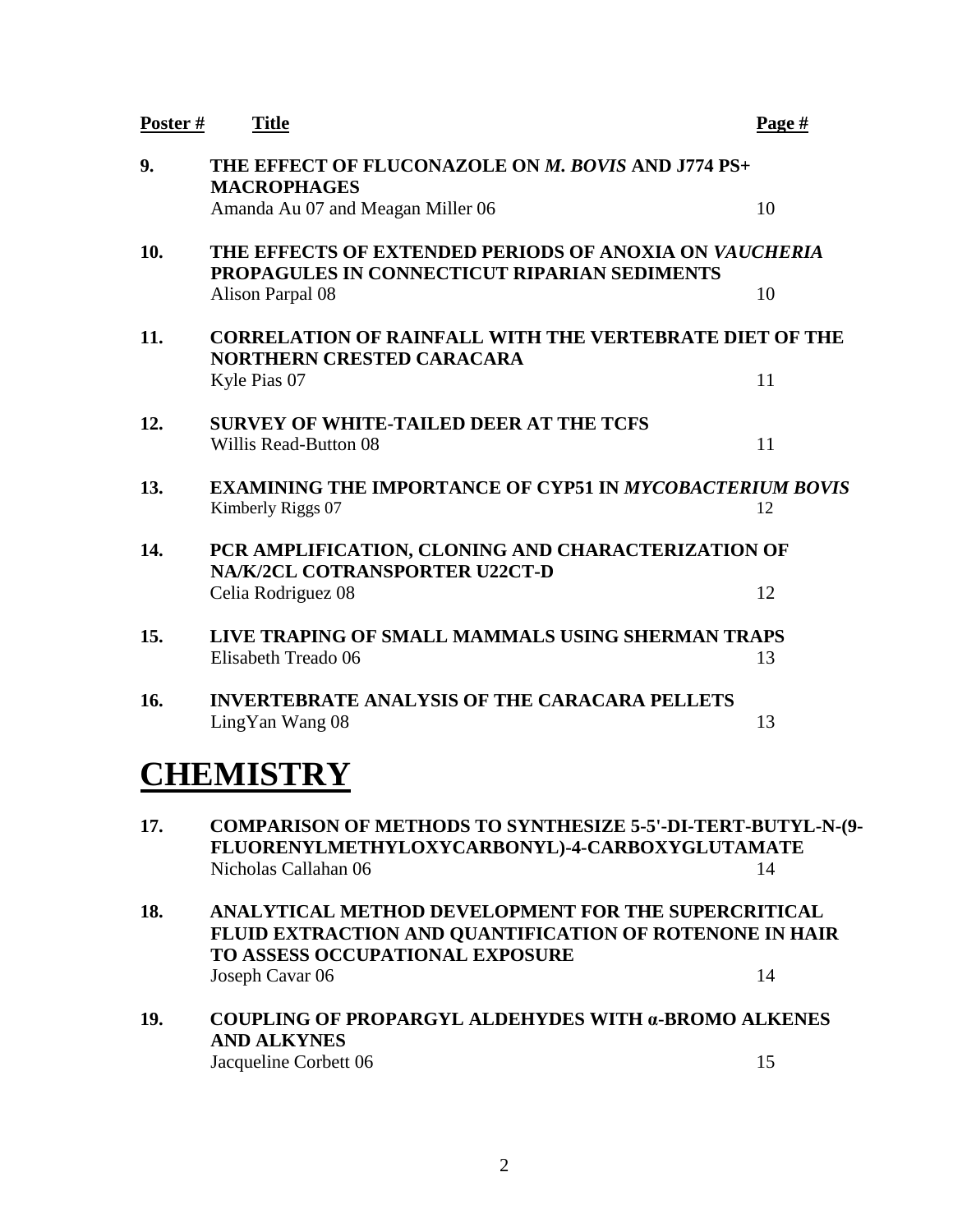| Poster # | Title | Page # |
| --- | --- | --- |
| 9. | **THE EFFECT OF FLUCONAZOLE ON *M. BOVIS* AND J774 PS+ MACROPHAGES**<br>Amanda Au 07 and Meagan Miller 06 | 10 |
| 10. | **THE EFFECTS OF EXTENDED PERIODS OF ANOXIA ON *VAUCHERIA* PROPAGULES IN CONNECTICUT RIPARIAN SEDIMENTS**<br>Alison Parpal 08 | 10 |
| 11. | **CORRELATION OF RAINFALL WITH THE VERTEBRATE DIET OF THE NORTHERN CRESTED CARACARA**<br>Kyle Pias 07 | 11 |
| 12. | **SURVEY OF WHITE-TAILED DEER AT THE TCFS**<br>Willis Read-Button 08 | 11 |
| 13. | **EXAMINING THE IMPORTANCE OF CYP51 IN *MYCOBACTERIUM BOVIS***<br>Kimberly Riggs 07 | 12 |
| 14. | **PCR AMPLIFICATION, CLONING AND CHARACTERIZATION OF NA/K/2CL COTRANSPORTER U22CT-D**<br>Celia Rodriguez 08 | 12 |
| 15. | **LIVE TRAPING OF SMALL MAMMALS USING SHERMAN TRAPS**<br>Elisabeth Treado 06 | 13 |
| 16. | **INVERTEBRATE ANALYSIS OF THE CARACARA PELLETS**<br>LingYan Wang 08 | 13 |

# CHEMISTRY

| Poster # | Title | Page # |
| --- | --- | --- |
| 17. | **COMPARISON OF METHODS TO SYNTHESIZE 5-5'-DI-TERT-BUTYL-N-(9-FLUORENYLMETHYLOXYCARBONYL)-4-CARBOXYGLUTAMATE**<br>Nicholas Callahan 06 | 14 |
| 18. | **ANALYTICAL METHOD DEVELOPMENT FOR THE SUPERCRITICAL FLUID EXTRACTION AND QUANTIFICATION OF ROTENONE IN HAIR TO ASSESS OCCUPATIONAL EXPOSURE**<br>Joseph Cavar 06 | 14 |
| 19. | **COUPLING OF PROPARGYL ALDEHYDES WITH α-BROMO ALKENES AND ALKYNES**<br>Jacqueline Corbett 06 | 15 |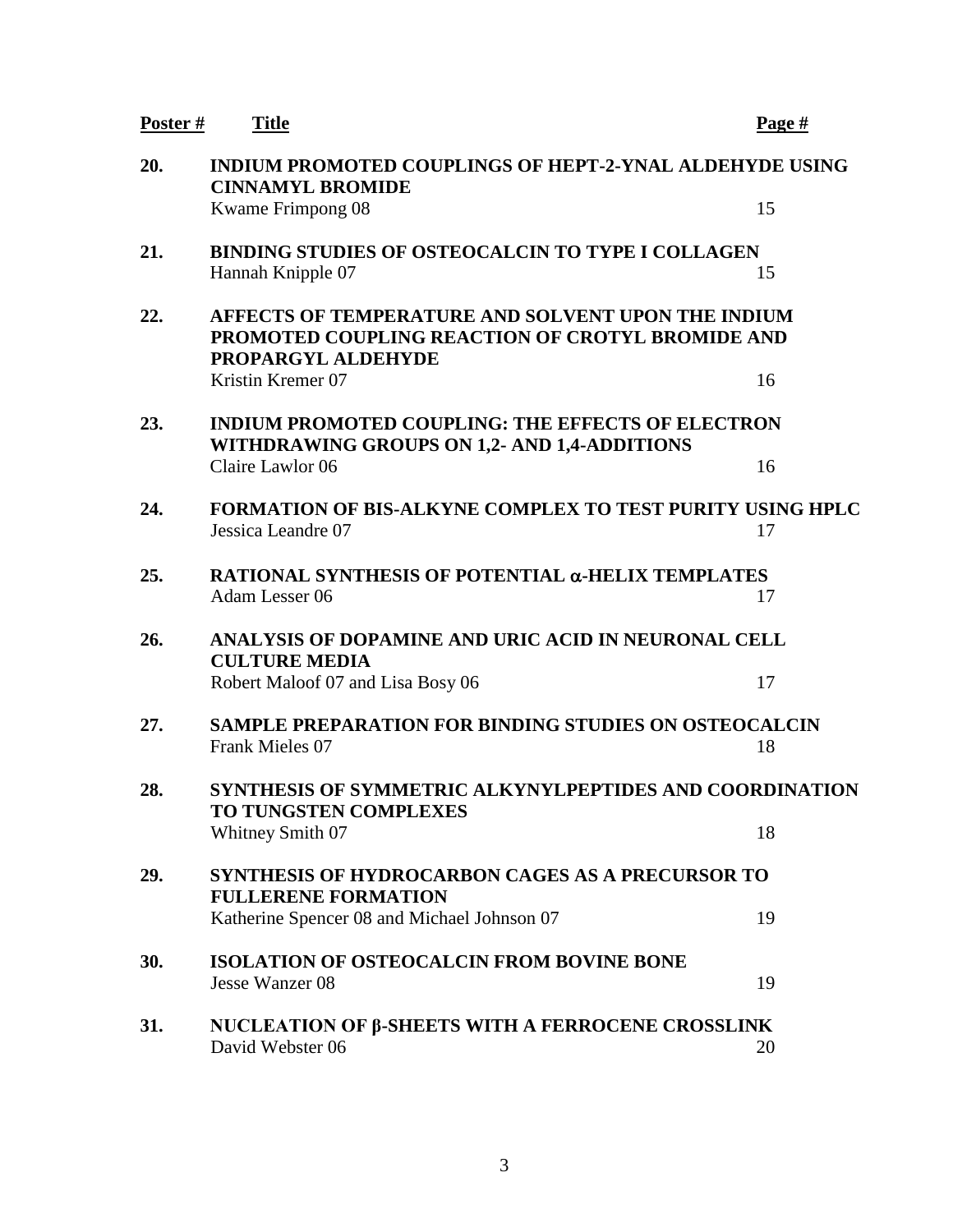| **Poster #** | **Title** | **Page #** |
|---|---|---|
| **20.** | **INDIUM PROMOTED COUPLINGS OF HEPT-2-YNAL ALDEHYDE USING CINNAMYL BROMIDE**<br>Kwame Frimpong 08 | 15 |
| **21.** | **BINDING STUDIES OF OSTEOCALCIN TO TYPE I COLLAGEN**<br>Hannah Knipple 07 | 15 |
| **22.** | **AFFECTS OF TEMPERATURE AND SOLVENT UPON THE INDIUM PROMOTED COUPLING REACTION OF CROTYL BROMIDE AND PROPARGYL ALDEHYDE**<br>Kristin Kremer 07 | 16 |
| **23.** | **INDIUM PROMOTED COUPLING: THE EFFECTS OF ELECTRON WITHDRAWING GROUPS ON 1,2- AND 1,4-ADDITIONS**<br>Claire Lawlor 06 | 16 |
| **24.** | **FORMATION OF BIS-ALKYNE COMPLEX TO TEST PURITY USING HPLC**<br>Jessica Leandre 07 | 17 |
| **25.** | **RATIONAL SYNTHESIS OF POTENTIAL α-HELIX TEMPLATES**<br>Adam Lesser 06 | 17 |
| **26.** | **ANALYSIS OF DOPAMINE AND URIC ACID IN NEURONAL CELL CULTURE MEDIA**<br>Robert Maloof 07 and Lisa Bosy 06 | 17 |
| **27.** | **SAMPLE PREPARATION FOR BINDING STUDIES ON OSTEOCALCIN**<br>Frank Mieles 07 | 18 |
| **28.** | **SYNTHESIS OF SYMMETRIC ALKYNYLPEPTIDES AND COORDINATION TO TUNGSTEN COMPLEXES**<br>Whitney Smith 07 | 18 |
| **29.** | **SYNTHESIS OF HYDROCARBON CAGES AS A PRECURSOR TO FULLERENE FORMATION**<br>Katherine Spencer 08 and Michael Johnson 07 | 19 |
| **30.** | **ISOLATION OF OSTEOCALCIN FROM BOVINE BONE**<br>Jesse Wanzer 08 | 19 |
| **31.** | **NUCLEATION OF β-SHEETS WITH A FERROCENE CROSSLINK**<br>David Webster 06 | 20 |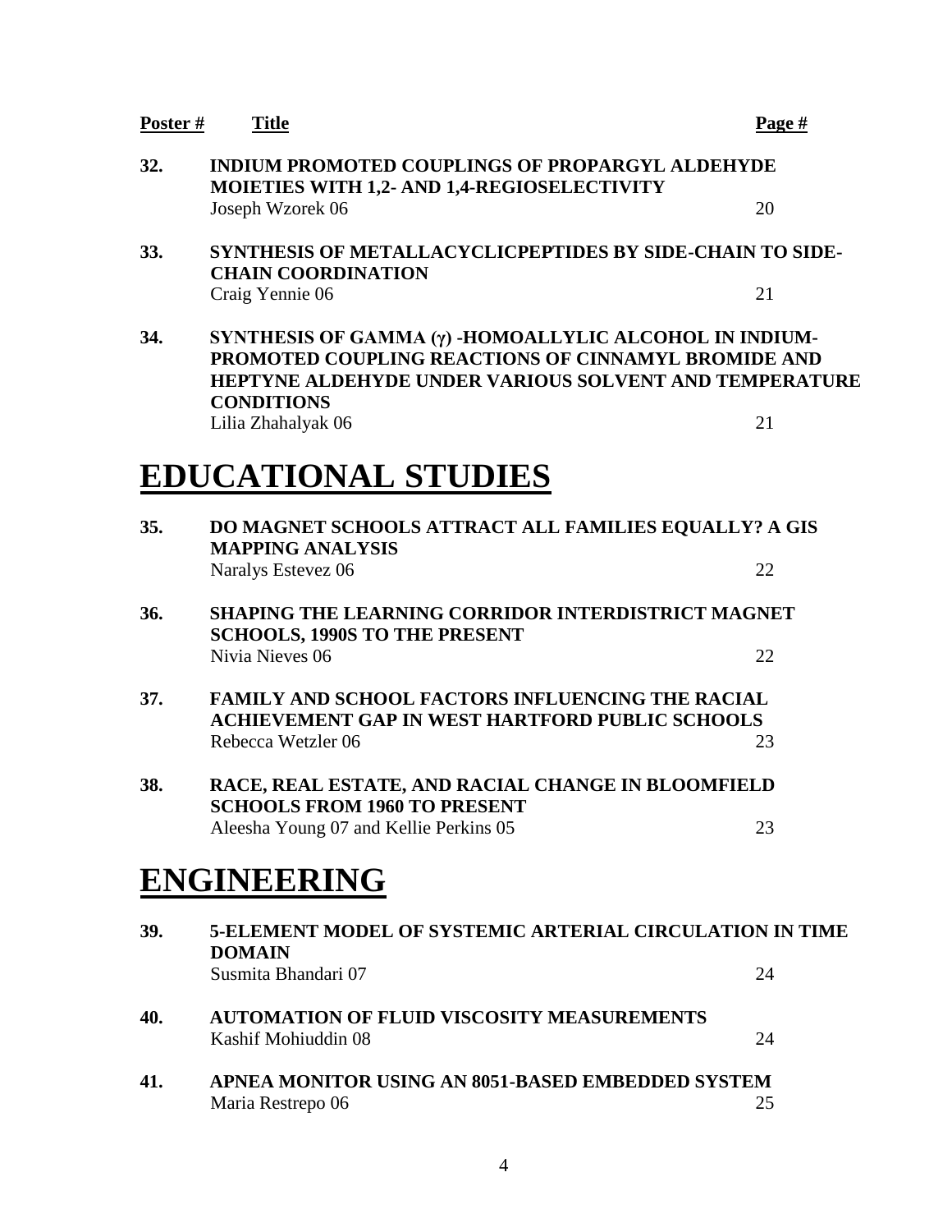| Poster # | Title | Page # |
|---|---|---|
| 32. | **INDIUM PROMOTED COUPLINGS OF PROPARGYL ALDEHYDE MOIETIES WITH 1,2- AND 1,4-REGIOSELECTIVITY**<br>Joseph Wzorek 06 | 20 |
| 33. | **SYNTHESIS OF METALLACYCLICPEPTIDES BY SIDE-CHAIN TO SIDE-CHAIN COORDINATION**<br>Craig Yennie 06 | 21 |
| 34. | **SYNTHESIS OF GAMMA (γ) -HOMOALLYLIC ALCOHOL IN INDIUM-PROMOTED COUPLING REACTIONS OF CINNAMYL BROMIDE AND HEPTYNE ALDEHYDE UNDER VARIOUS SOLVENT AND TEMPERATURE CONDITIONS**<br>Lilia Zhahalyak 06 | 21 |

# EDUCATIONAL STUDIES

| Poster # | Title | Page # |
|---|---|---|
| 35. | **DO MAGNET SCHOOLS ATTRACT ALL FAMILIES EQUALLY? A GIS MAPPING ANALYSIS**<br>Naralys Estevez 06 | 22 |
| 36. | **SHAPING THE LEARNING CORRIDOR INTERDISTRICT MAGNET SCHOOLS, 1990S TO THE PRESENT**<br>Nivia Nieves 06 | 22 |
| 37. | **FAMILY AND SCHOOL FACTORS INFLUENCING THE RACIAL ACHIEVEMENT GAP IN WEST HARTFORD PUBLIC SCHOOLS**<br>Rebecca Wetzler 06 | 23 |
| 38. | **RACE, REAL ESTATE, AND RACIAL CHANGE IN BLOOMFIELD SCHOOLS FROM 1960 TO PRESENT**<br>Aleesha Young 07 and Kellie Perkins 05 | 23 |

# ENGINEERING

| Poster # | Title | Page # |
|---|---|---|
| 39. | **5-ELEMENT MODEL OF SYSTEMIC ARTERIAL CIRCULATION IN TIME DOMAIN**<br>Susmita Bhandari 07 | 24 |
| 40. | **AUTOMATION OF FLUID VISCOSITY MEASUREMENTS**<br>Kashif Mohiuddin 08 | 24 |
| 41. | **APNEA MONITOR USING AN 8051-BASED EMBEDDED SYSTEM**<br>Maria Restrepo 06 | 25 |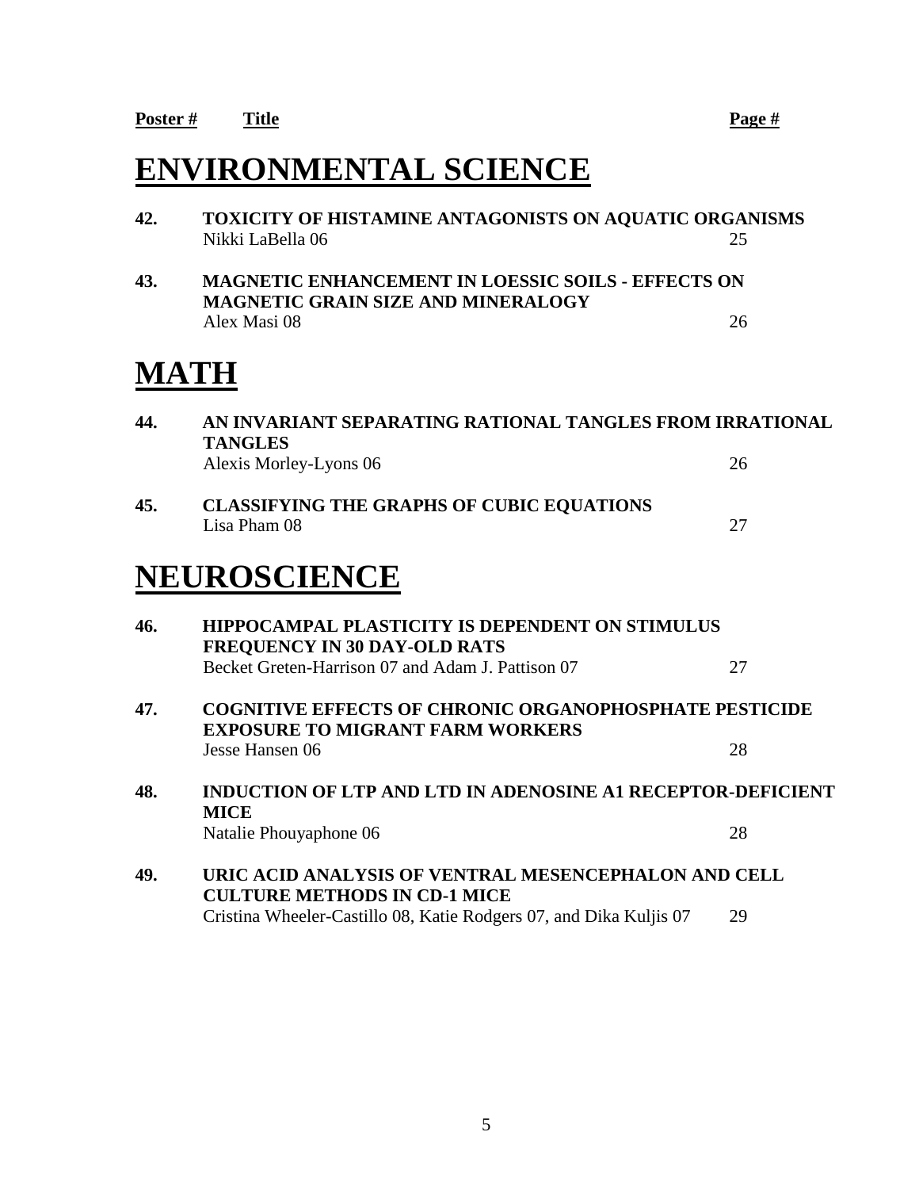**Poster #** **Title** **Page #**

# ENVIRONMENTAL SCIENCE

**42. TOXICITY OF HISTAMINE ANTAGONISTS ON AQUATIC ORGANISMS**
Nikki LaBella 06 — 25

**43. MAGNETIC ENHANCEMENT IN LOESSIC SOILS - EFFECTS ON MAGNETIC GRAIN SIZE AND MINERALOGY**
Alex Masi 08 — 26

# MATH

**44. AN INVARIANT SEPARATING RATIONAL TANGLES FROM IRRATIONAL TANGLES**
Alexis Morley-Lyons 06 — 26

**45. CLASSIFYING THE GRAPHS OF CUBIC EQUATIONS**
Lisa Pham 08 — 27

# NEUROSCIENCE

**46. HIPPOCAMPAL PLASTICITY IS DEPENDENT ON STIMULUS FREQUENCY IN 30 DAY-OLD RATS**
Becket Greten-Harrison 07 and Adam J. Pattison 07 — 27

**47. COGNITIVE EFFECTS OF CHRONIC ORGANOPHOSPHATE PESTICIDE EXPOSURE TO MIGRANT FARM WORKERS**
Jesse Hansen 06 — 28

**48. INDUCTION OF LTP AND LTD IN ADENOSINE A1 RECEPTOR-DEFICIENT MICE**
Natalie Phouyaphone 06 — 28

**49. URIC ACID ANALYSIS OF VENTRAL MESENCEPHALON AND CELL CULTURE METHODS IN CD-1 MICE**
Cristina Wheeler-Castillo 08, Katie Rodgers 07, and Dika Kuljis 07 — 29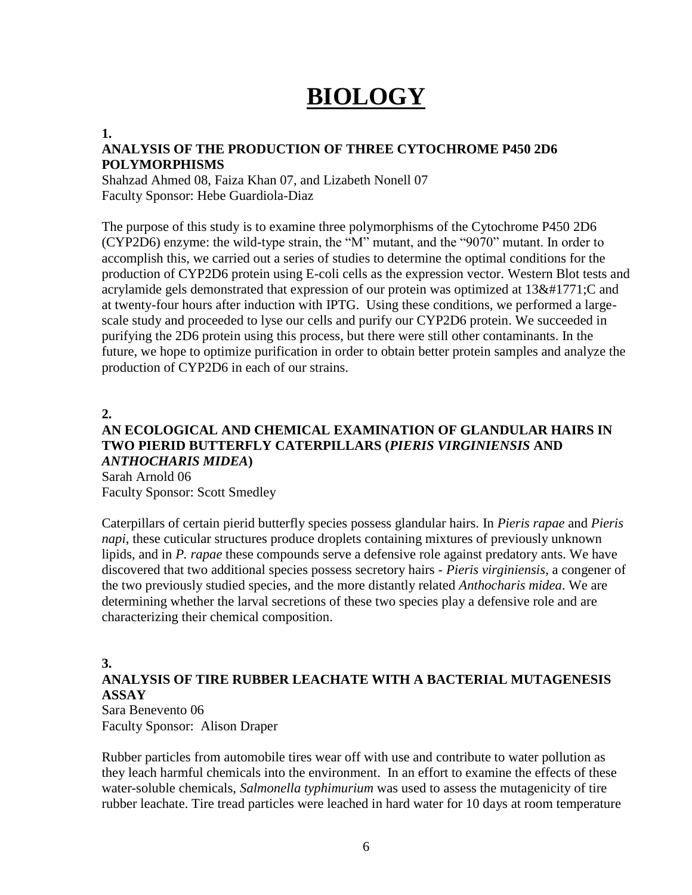# BIOLOGY

**1.**

**ANALYSIS OF THE PRODUCTION OF THREE CYTOCHROME P450 2D6 POLYMORPHISMS**

Shahzad Ahmed 08, Faiza Khan 07, and Lizabeth Nonell 07
Faculty Sponsor: Hebe Guardiola-Diaz

The purpose of this study is to examine three polymorphisms of the Cytochrome P450 2D6 (CYP2D6) enzyme: the wild-type strain, the "M" mutant, and the "9070" mutant. In order to accomplish this, we carried out a series of studies to determine the optimal conditions for the production of CYP2D6 protein using E-coli cells as the expression vector. Western Blot tests and acrylamide gels demonstrated that expression of our protein was optimized at 13&#1771;C and at twenty-four hours after induction with IPTG. Using these conditions, we performed a large-scale study and proceeded to lyse our cells and purify our CYP2D6 protein. We succeeded in purifying the 2D6 protein using this process, but there were still other contaminants. In the future, we hope to optimize purification in order to obtain better protein samples and analyze the production of CYP2D6 in each of our strains.

**2.**

**AN ECOLOGICAL AND CHEMICAL EXAMINATION OF GLANDULAR HAIRS IN TWO PIERID BUTTERFLY CATERPILLARS (*PIERIS VIRGINIENSIS* AND *ANTHOCHARIS MIDEA*)**

Sarah Arnold 06
Faculty Sponsor: Scott Smedley

Caterpillars of certain pierid butterfly species possess glandular hairs. In *Pieris rapae* and *Pieris napi*, these cuticular structures produce droplets containing mixtures of previously unknown lipids, and in *P. rapae* these compounds serve a defensive role against predatory ants. We have discovered that two additional species possess secretory hairs - *Pieris virginiensis*, a congener of the two previously studied species, and the more distantly related *Anthocharis midea*. We are determining whether the larval secretions of these two species play a defensive role and are characterizing their chemical composition.

**3.**

**ANALYSIS OF TIRE RUBBER LEACHATE WITH A BACTERIAL MUTAGENESIS ASSAY**

Sara Benevento 06
Faculty Sponsor: Alison Draper

Rubber particles from automobile tires wear off with use and contribute to water pollution as they leach harmful chemicals into the environment. In an effort to examine the effects of these water-soluble chemicals, *Salmonella typhimurium* was used to assess the mutagenicity of tire rubber leachate. Tire tread particles were leached in hard water for 10 days at room temperature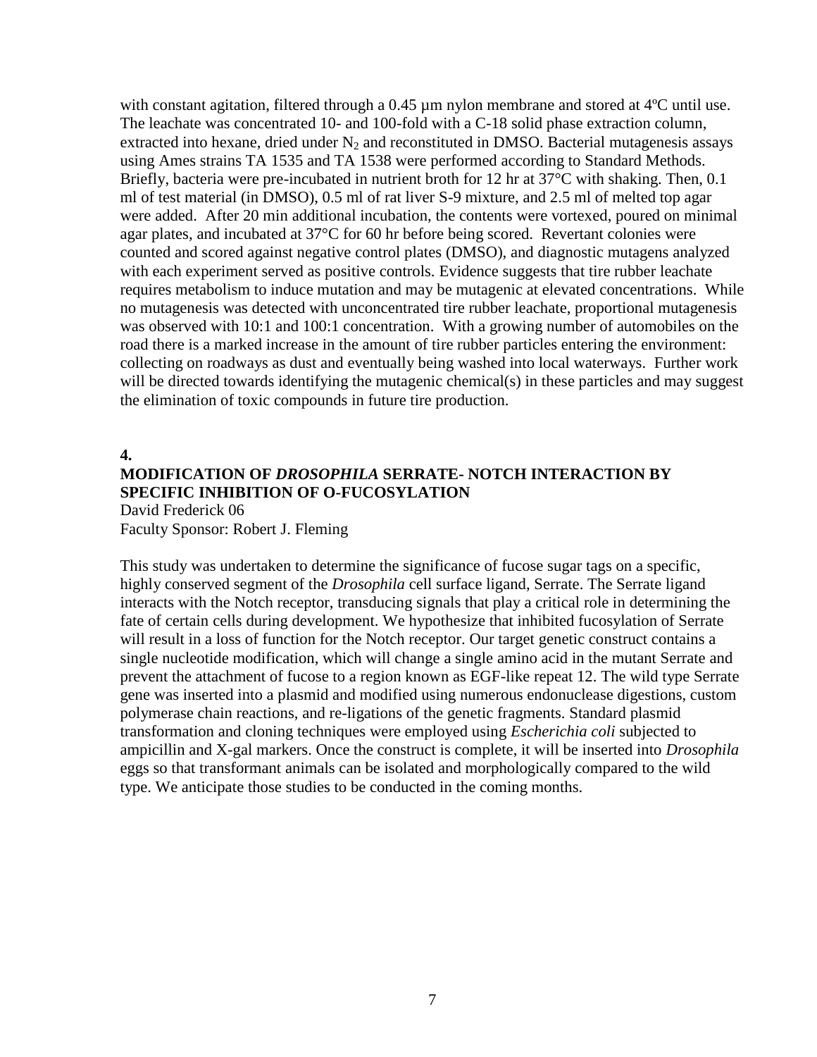with constant agitation, filtered through a 0.45 µm nylon membrane and stored at 4ºC until use. The leachate was concentrated 10- and 100-fold with a C-18 solid phase extraction column, extracted into hexane, dried under $N_2$ and reconstituted in DMSO. Bacterial mutagenesis assays using Ames strains TA 1535 and TA 1538 were performed according to Standard Methods. Briefly, bacteria were pre-incubated in nutrient broth for 12 hr at 37°C with shaking. Then, 0.1 ml of test material (in DMSO), 0.5 ml of rat liver S-9 mixture, and 2.5 ml of melted top agar were added. After 20 min additional incubation, the contents were vortexed, poured on minimal agar plates, and incubated at 37°C for 60 hr before being scored. Revertant colonies were counted and scored against negative control plates (DMSO), and diagnostic mutagens analyzed with each experiment served as positive controls. Evidence suggests that tire rubber leachate requires metabolism to induce mutation and may be mutagenic at elevated concentrations. While no mutagenesis was detected with unconcentrated tire rubber leachate, proportional mutagenesis was observed with 10:1 and 100:1 concentration. With a growing number of automobiles on the road there is a marked increase in the amount of tire rubber particles entering the environment: collecting on roadways as dust and eventually being washed into local waterways. Further work will be directed towards identifying the mutagenic chemical(s) in these particles and may suggest the elimination of toxic compounds in future tire production.

**4.**

## MODIFICATION OF *DROSOPHILA* SERRATE- NOTCH INTERACTION BY SPECIFIC INHIBITION OF O-FUCOSYLATION

David Frederick 06
Faculty Sponsor: Robert J. Fleming

This study was undertaken to determine the significance of fucose sugar tags on a specific, highly conserved segment of the *Drosophila* cell surface ligand, Serrate. The Serrate ligand interacts with the Notch receptor, transducing signals that play a critical role in determining the fate of certain cells during development. We hypothesize that inhibited fucosylation of Serrate will result in a loss of function for the Notch receptor. Our target genetic construct contains a single nucleotide modification, which will change a single amino acid in the mutant Serrate and prevent the attachment of fucose to a region known as EGF-like repeat 12. The wild type Serrate gene was inserted into a plasmid and modified using numerous endonuclease digestions, custom polymerase chain reactions, and re-ligations of the genetic fragments. Standard plasmid transformation and cloning techniques were employed using *Escherichia coli* subjected to ampicillin and X-gal markers. Once the construct is complete, it will be inserted into *Drosophila* eggs so that transformant animals can be isolated and morphologically compared to the wild type. We anticipate those studies to be conducted in the coming months.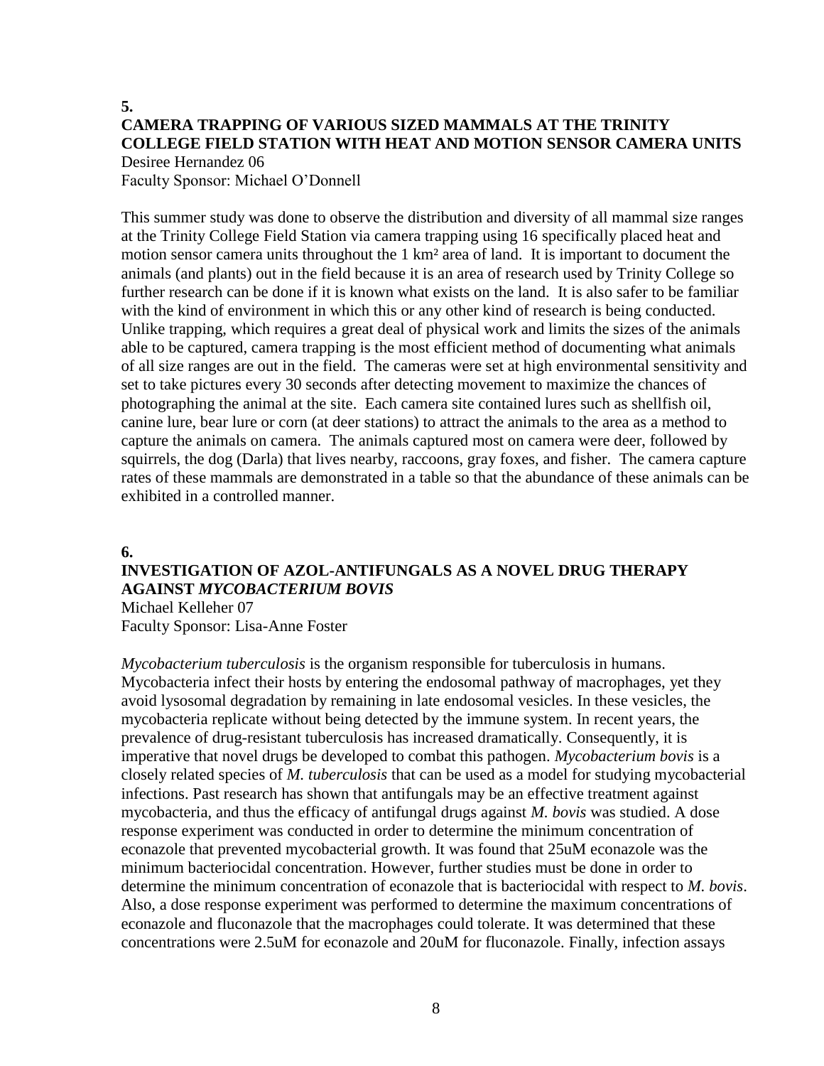**5.**

## CAMERA TRAPPING OF VARIOUS SIZED MAMMALS AT THE TRINITY COLLEGE FIELD STATION WITH HEAT AND MOTION SENSOR CAMERA UNITS

Desiree Hernandez 06
Faculty Sponsor: Michael O'Donnell

This summer study was done to observe the distribution and diversity of all mammal size ranges at the Trinity College Field Station via camera trapping using 16 specifically placed heat and motion sensor camera units throughout the 1 km² area of land. It is important to document the animals (and plants) out in the field because it is an area of research used by Trinity College so further research can be done if it is known what exists on the land. It is also safer to be familiar with the kind of environment in which this or any other kind of research is being conducted. Unlike trapping, which requires a great deal of physical work and limits the sizes of the animals able to be captured, camera trapping is the most efficient method of documenting what animals of all size ranges are out in the field. The cameras were set at high environmental sensitivity and set to take pictures every 30 seconds after detecting movement to maximize the chances of photographing the animal at the site. Each camera site contained lures such as shellfish oil, canine lure, bear lure or corn (at deer stations) to attract the animals to the area as a method to capture the animals on camera. The animals captured most on camera were deer, followed by squirrels, the dog (Darla) that lives nearby, raccoons, gray foxes, and fisher. The camera capture rates of these mammals are demonstrated in a table so that the abundance of these animals can be exhibited in a controlled manner.

**6.**

## INVESTIGATION OF AZOL-ANTIFUNGALS AS A NOVEL DRUG THERAPY AGAINST *MYCOBACTERIUM BOVIS*

Michael Kelleher 07
Faculty Sponsor: Lisa-Anne Foster

*Mycobacterium tuberculosis* is the organism responsible for tuberculosis in humans. Mycobacteria infect their hosts by entering the endosomal pathway of macrophages, yet they avoid lysosomal degradation by remaining in late endosomal vesicles. In these vesicles, the mycobacteria replicate without being detected by the immune system. In recent years, the prevalence of drug-resistant tuberculosis has increased dramatically. Consequently, it is imperative that novel drugs be developed to combat this pathogen. *Mycobacterium bovis* is a closely related species of *M. tuberculosis* that can be used as a model for studying mycobacterial infections. Past research has shown that antifungals may be an effective treatment against mycobacteria, and thus the efficacy of antifungal drugs against *M. bovis* was studied. A dose response experiment was conducted in order to determine the minimum concentration of econazole that prevented mycobacterial growth. It was found that 25uM econazole was the minimum bacteriocidal concentration. However, further studies must be done in order to determine the minimum concentration of econazole that is bacteriocidal with respect to *M. bovis*. Also, a dose response experiment was performed to determine the maximum concentrations of econazole and fluconazole that the macrophages could tolerate. It was determined that these concentrations were 2.5uM for econazole and 20uM for fluconazole. Finally, infection assays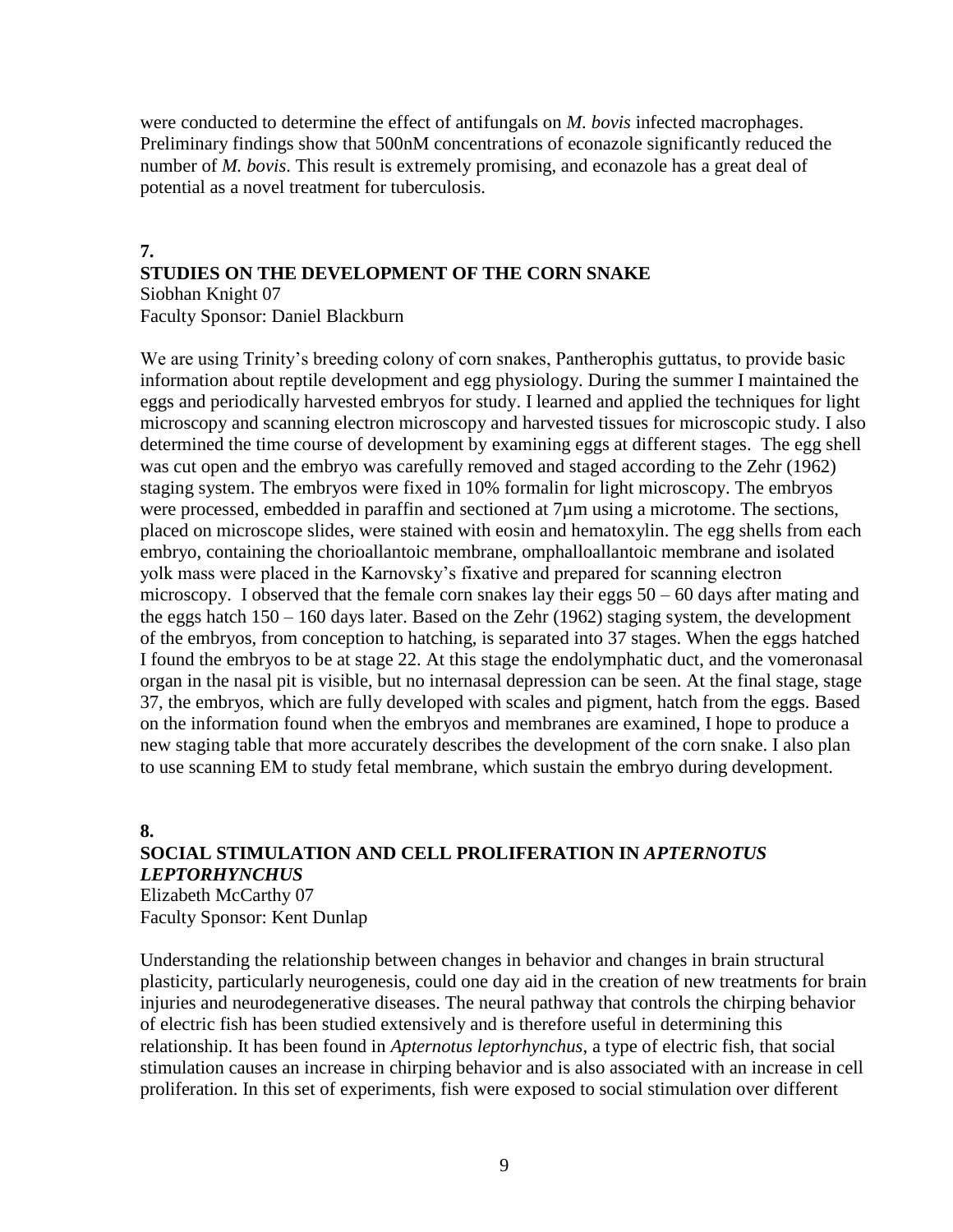were conducted to determine the effect of antifungals on *M. bovis* infected macrophages. Preliminary findings show that 500nM concentrations of econazole significantly reduced the number of *M. bovis*. This result is extremely promising, and econazole has a great deal of potential as a novel treatment for tuberculosis.

## 7. STUDIES ON THE DEVELOPMENT OF THE CORN SNAKE

Siobhan Knight 07
Faculty Sponsor: Daniel Blackburn

We are using Trinity's breeding colony of corn snakes, Pantherophis guttatus, to provide basic information about reptile development and egg physiology. During the summer I maintained the eggs and periodically harvested embryos for study. I learned and applied the techniques for light microscopy and scanning electron microscopy and harvested tissues for microscopic study. I also determined the time course of development by examining eggs at different stages. The egg shell was cut open and the embryo was carefully removed and staged according to the Zehr (1962) staging system. The embryos were fixed in 10% formalin for light microscopy. The embryos were processed, embedded in paraffin and sectioned at 7µm using a microtome. The sections, placed on microscope slides, were stained with eosin and hematoxylin. The egg shells from each embryo, containing the chorioallantoic membrane, omphalloallantoic membrane and isolated yolk mass were placed in the Karnovsky's fixative and prepared for scanning electron microscopy. I observed that the female corn snakes lay their eggs 50 – 60 days after mating and the eggs hatch 150 – 160 days later. Based on the Zehr (1962) staging system, the development of the embryos, from conception to hatching, is separated into 37 stages. When the eggs hatched I found the embryos to be at stage 22. At this stage the endolymphatic duct, and the vomeronasal organ in the nasal pit is visible, but no internasal depression can be seen. At the final stage, stage 37, the embryos, which are fully developed with scales and pigment, hatch from the eggs. Based on the information found when the embryos and membranes are examined, I hope to produce a new staging table that more accurately describes the development of the corn snake. I also plan to use scanning EM to study fetal membrane, which sustain the embryo during development.

## 8. SOCIAL STIMULATION AND CELL PROLIFERATION IN *APTERNOTUS LEPTORHYNCHUS*

Elizabeth McCarthy 07
Faculty Sponsor: Kent Dunlap

Understanding the relationship between changes in behavior and changes in brain structural plasticity, particularly neurogenesis, could one day aid in the creation of new treatments for brain injuries and neurodegenerative diseases. The neural pathway that controls the chirping behavior of electric fish has been studied extensively and is therefore useful in determining this relationship. It has been found in *Apternotus leptorhynchus*, a type of electric fish, that social stimulation causes an increase in chirping behavior and is also associated with an increase in cell proliferation. In this set of experiments, fish were exposed to social stimulation over different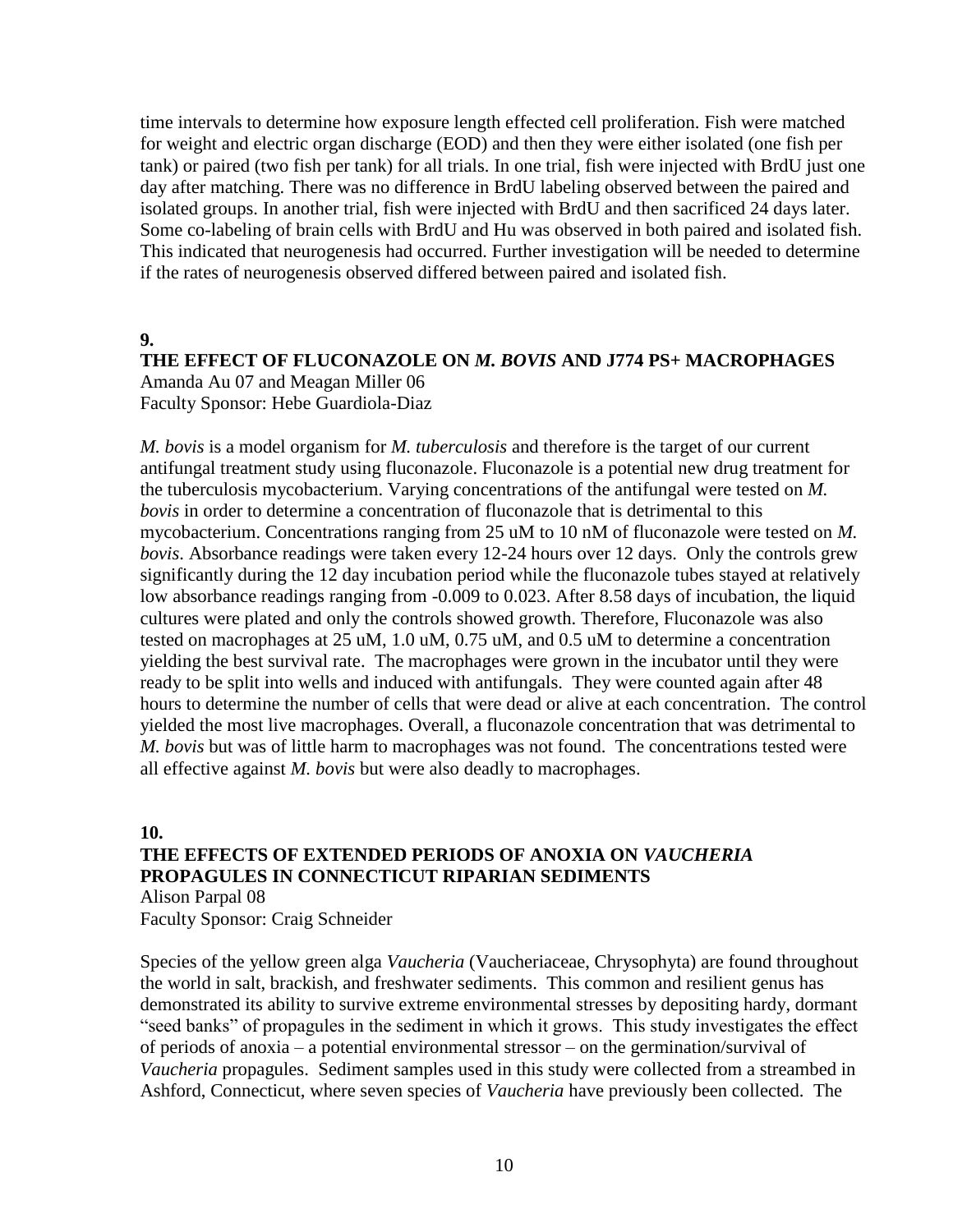time intervals to determine how exposure length effected cell proliferation. Fish were matched for weight and electric organ discharge (EOD) and then they were either isolated (one fish per tank) or paired (two fish per tank) for all trials. In one trial, fish were injected with BrdU just one day after matching. There was no difference in BrdU labeling observed between the paired and isolated groups. In another trial, fish were injected with BrdU and then sacrificed 24 days later. Some co-labeling of brain cells with BrdU and Hu was observed in both paired and isolated fish. This indicated that neurogenesis had occurred. Further investigation will be needed to determine if the rates of neurogenesis observed differed between paired and isolated fish.

**9.**

**THE EFFECT OF FLUCONAZOLE ON *M. BOVIS* AND J774 PS+ MACROPHAGES**

Amanda Au 07 and Meagan Miller 06
Faculty Sponsor: Hebe Guardiola-Diaz

*M. bovis* is a model organism for *M. tuberculosis* and therefore is the target of our current antifungal treatment study using fluconazole. Fluconazole is a potential new drug treatment for the tuberculosis mycobacterium. Varying concentrations of the antifungal were tested on *M. bovis* in order to determine a concentration of fluconazole that is detrimental to this mycobacterium. Concentrations ranging from 25 uM to 10 nM of fluconazole were tested on *M. bovis*. Absorbance readings were taken every 12-24 hours over 12 days. Only the controls grew significantly during the 12 day incubation period while the fluconazole tubes stayed at relatively low absorbance readings ranging from -0.009 to 0.023. After 8.58 days of incubation, the liquid cultures were plated and only the controls showed growth. Therefore, Fluconazole was also tested on macrophages at 25 uM, 1.0 uM, 0.75 uM, and 0.5 uM to determine a concentration yielding the best survival rate. The macrophages were grown in the incubator until they were ready to be split into wells and induced with antifungals. They were counted again after 48 hours to determine the number of cells that were dead or alive at each concentration. The control yielded the most live macrophages. Overall, a fluconazole concentration that was detrimental to *M. bovis* but was of little harm to macrophages was not found. The concentrations tested were all effective against *M. bovis* but were also deadly to macrophages.

**10.**

**THE EFFECTS OF EXTENDED PERIODS OF ANOXIA ON *VAUCHERIA* PROPAGULES IN CONNECTICUT RIPARIAN SEDIMENTS**

Alison Parpal 08
Faculty Sponsor: Craig Schneider

Species of the yellow green alga *Vaucheria* (Vaucheriaceae, Chrysophyta) are found throughout the world in salt, brackish, and freshwater sediments. This common and resilient genus has demonstrated its ability to survive extreme environmental stresses by depositing hardy, dormant "seed banks" of propagules in the sediment in which it grows. This study investigates the effect of periods of anoxia – a potential environmental stressor – on the germination/survival of *Vaucheria* propagules. Sediment samples used in this study were collected from a streambed in Ashford, Connecticut, where seven species of *Vaucheria* have previously been collected. The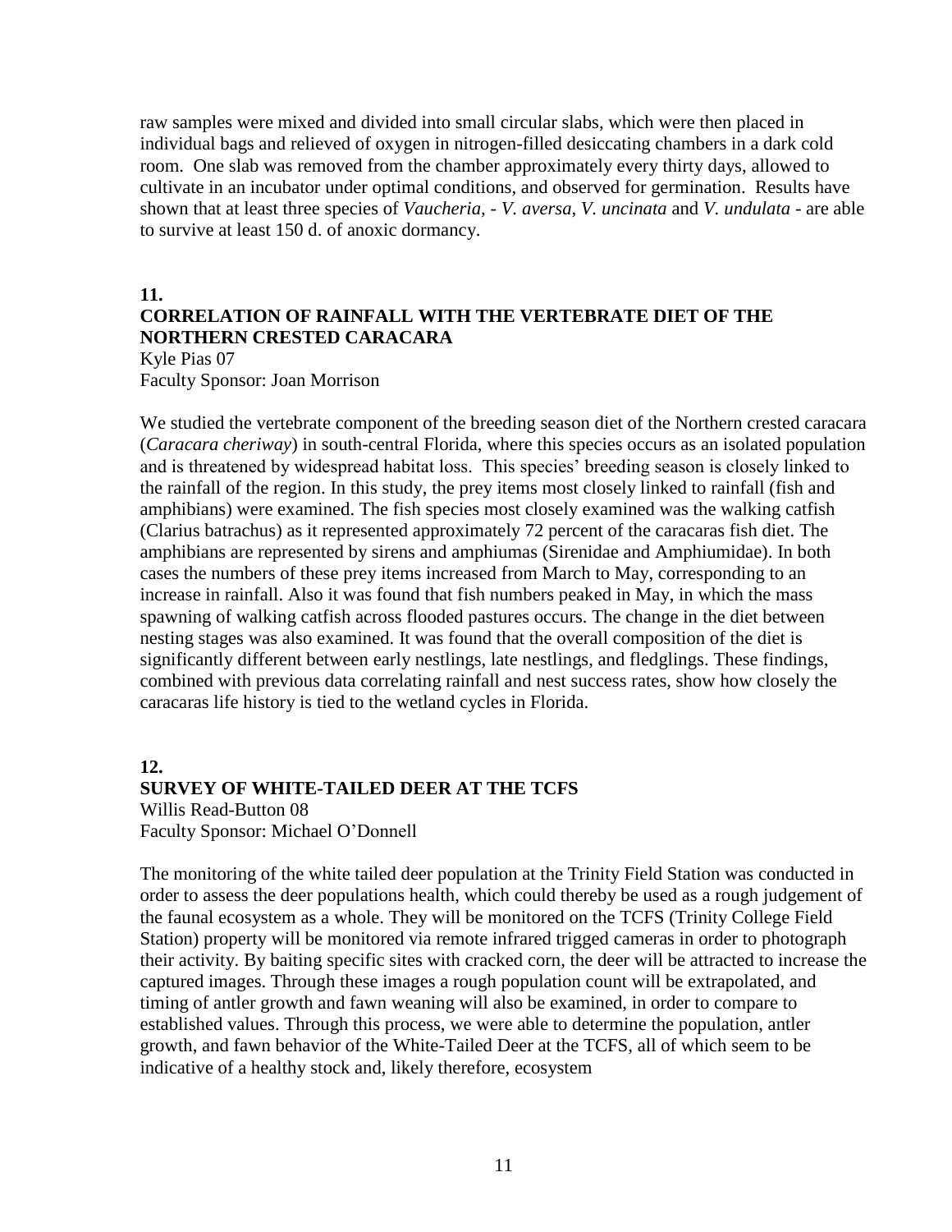raw samples were mixed and divided into small circular slabs, which were then placed in individual bags and relieved of oxygen in nitrogen-filled desiccating chambers in a dark cold room. One slab was removed from the chamber approximately every thirty days, allowed to cultivate in an incubator under optimal conditions, and observed for germination. Results have shown that at least three species of *Vaucheria*, - *V. aversa*, *V. uncinata* and *V. undulata* - are able to survive at least 150 d. of anoxic dormancy.

## 11. CORRELATION OF RAINFALL WITH THE VERTEBRATE DIET OF THE NORTHERN CRESTED CARACARA

Kyle Pias 07
Faculty Sponsor: Joan Morrison

We studied the vertebrate component of the breeding season diet of the Northern crested caracara (*Caracara cheriway*) in south-central Florida, where this species occurs as an isolated population and is threatened by widespread habitat loss. This species' breeding season is closely linked to the rainfall of the region. In this study, the prey items most closely linked to rainfall (fish and amphibians) were examined. The fish species most closely examined was the walking catfish (Clarius batrachus) as it represented approximately 72 percent of the caracaras fish diet. The amphibians are represented by sirens and amphiumas (Sirenidae and Amphiumidae). In both cases the numbers of these prey items increased from March to May, corresponding to an increase in rainfall. Also it was found that fish numbers peaked in May, in which the mass spawning of walking catfish across flooded pastures occurs. The change in the diet between nesting stages was also examined. It was found that the overall composition of the diet is significantly different between early nestlings, late nestlings, and fledglings. These findings, combined with previous data correlating rainfall and nest success rates, show how closely the caracaras life history is tied to the wetland cycles in Florida.

## 12. SURVEY OF WHITE-TAILED DEER AT THE TCFS

Willis Read-Button 08
Faculty Sponsor: Michael O'Donnell

The monitoring of the white tailed deer population at the Trinity Field Station was conducted in order to assess the deer populations health, which could thereby be used as a rough judgement of the faunal ecosystem as a whole. They will be monitored on the TCFS (Trinity College Field Station) property will be monitored via remote infrared trigged cameras in order to photograph their activity. By baiting specific sites with cracked corn, the deer will be attracted to increase the captured images. Through these images a rough population count will be extrapolated, and timing of antler growth and fawn weaning will also be examined, in order to compare to established values. Through this process, we were able to determine the population, antler growth, and fawn behavior of the White-Tailed Deer at the TCFS, all of which seem to be indicative of a healthy stock and, likely therefore, ecosystem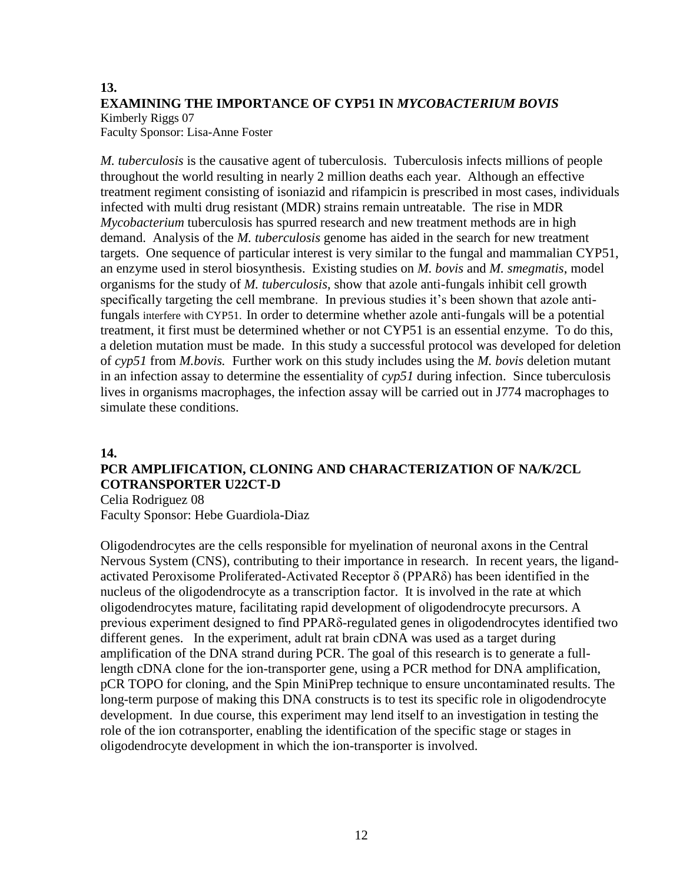**13.**

**EXAMINING THE IMPORTANCE OF CYP51 IN *MYCOBACTERIUM BOVIS***

Kimberly Riggs 07
Faculty Sponsor: Lisa-Anne Foster

*M. tuberculosis* is the causative agent of tuberculosis. Tuberculosis infects millions of people throughout the world resulting in nearly 2 million deaths each year. Although an effective treatment regiment consisting of isoniazid and rifampicin is prescribed in most cases, individuals infected with multi drug resistant (MDR) strains remain untreatable. The rise in MDR *Mycobacterium* tuberculosis has spurred research and new treatment methods are in high demand. Analysis of the *M. tuberculosis* genome has aided in the search for new treatment targets. One sequence of particular interest is very similar to the fungal and mammalian CYP51, an enzyme used in sterol biosynthesis. Existing studies on *M. bovis* and *M. smegmatis*, model organisms for the study of *M. tuberculosis*, show that azole anti-fungals inhibit cell growth specifically targeting the cell membrane. In previous studies it's been shown that azole anti-fungals interfere with CYP51. In order to determine whether azole anti-fungals will be a potential treatment, it first must be determined whether or not CYP51 is an essential enzyme. To do this, a deletion mutation must be made. In this study a successful protocol was developed for deletion of *cyp51* from *M.bovis.* Further work on this study includes using the *M. bovis* deletion mutant in an infection assay to determine the essentiality of *cyp51* during infection. Since tuberculosis lives in organisms macrophages, the infection assay will be carried out in J774 macrophages to simulate these conditions.

**14.**

**PCR AMPLIFICATION, CLONING AND CHARACTERIZATION OF NA/K/2CL COTRANSPORTER U22CT-D**

Celia Rodriguez 08
Faculty Sponsor: Hebe Guardiola-Diaz

Oligodendrocytes are the cells responsible for myelination of neuronal axons in the Central Nervous System (CNS), contributing to their importance in research. In recent years, the ligand-activated Peroxisome Proliferated-Activated Receptor δ (PPARδ) has been identified in the nucleus of the oligodendrocyte as a transcription factor. It is involved in the rate at which oligodendrocytes mature, facilitating rapid development of oligodendrocyte precursors. A previous experiment designed to find PPARδ-regulated genes in oligodendrocytes identified two different genes. In the experiment, adult rat brain cDNA was used as a target during amplification of the DNA strand during PCR. The goal of this research is to generate a full-length cDNA clone for the ion-transporter gene, using a PCR method for DNA amplification, pCR TOPO for cloning, and the Spin MiniPrep technique to ensure uncontaminated results. The long-term purpose of making this DNA constructs is to test its specific role in oligodendrocyte development. In due course, this experiment may lend itself to an investigation in testing the role of the ion cotransporter, enabling the identification of the specific stage or stages in oligodendrocyte development in which the ion-transporter is involved.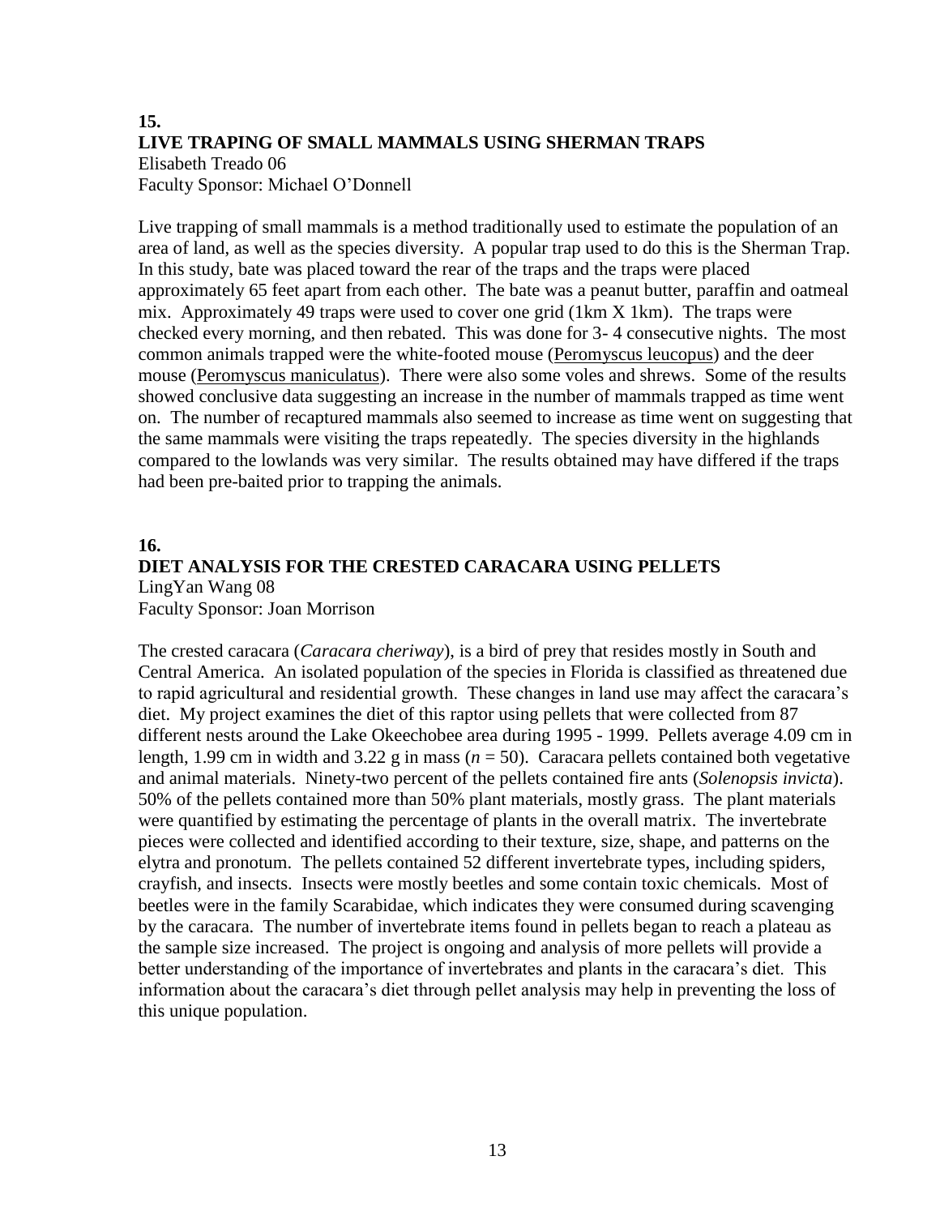**15.**
### LIVE TRAPING OF SMALL MAMMALS USING SHERMAN TRAPS

Elisabeth Treado 06
Faculty Sponsor: Michael O'Donnell

Live trapping of small mammals is a method traditionally used to estimate the population of an area of land, as well as the species diversity. A popular trap used to do this is the Sherman Trap. In this study, bate was placed toward the rear of the traps and the traps were placed approximately 65 feet apart from each other. The bate was a peanut butter, paraffin and oatmeal mix. Approximately 49 traps were used to cover one grid (1km X 1km). The traps were checked every morning, and then rebated. This was done for 3- 4 consecutive nights. The most common animals trapped were the white-footed mouse (Peromyscus leucopus) and the deer mouse (Peromyscus maniculatus). There were also some voles and shrews. Some of the results showed conclusive data suggesting an increase in the number of mammals trapped as time went on. The number of recaptured mammals also seemed to increase as time went on suggesting that the same mammals were visiting the traps repeatedly. The species diversity in the highlands compared to the lowlands was very similar. The results obtained may have differed if the traps had been pre-baited prior to trapping the animals.

**16.**
### DIET ANALYSIS FOR THE CRESTED CARACARA USING PELLETS

LingYan Wang 08
Faculty Sponsor: Joan Morrison

The crested caracara (*Caracara cheriway*), is a bird of prey that resides mostly in South and Central America. An isolated population of the species in Florida is classified as threatened due to rapid agricultural and residential growth. These changes in land use may affect the caracara's diet. My project examines the diet of this raptor using pellets that were collected from 87 different nests around the Lake Okeechobee area during 1995 - 1999. Pellets average 4.09 cm in length, 1.99 cm in width and 3.22 g in mass ($n = 50$). Caracara pellets contained both vegetative and animal materials. Ninety-two percent of the pellets contained fire ants (*Solenopsis invicta*). 50% of the pellets contained more than 50% plant materials, mostly grass. The plant materials were quantified by estimating the percentage of plants in the overall matrix. The invertebrate pieces were collected and identified according to their texture, size, shape, and patterns on the elytra and pronotum. The pellets contained 52 different invertebrate types, including spiders, crayfish, and insects. Insects were mostly beetles and some contain toxic chemicals. Most of beetles were in the family Scarabidae, which indicates they were consumed during scavenging by the caracara. The number of invertebrate items found in pellets began to reach a plateau as the sample size increased. The project is ongoing and analysis of more pellets will provide a better understanding of the importance of invertebrates and plants in the caracara's diet. This information about the caracara's diet through pellet analysis may help in preventing the loss of this unique population.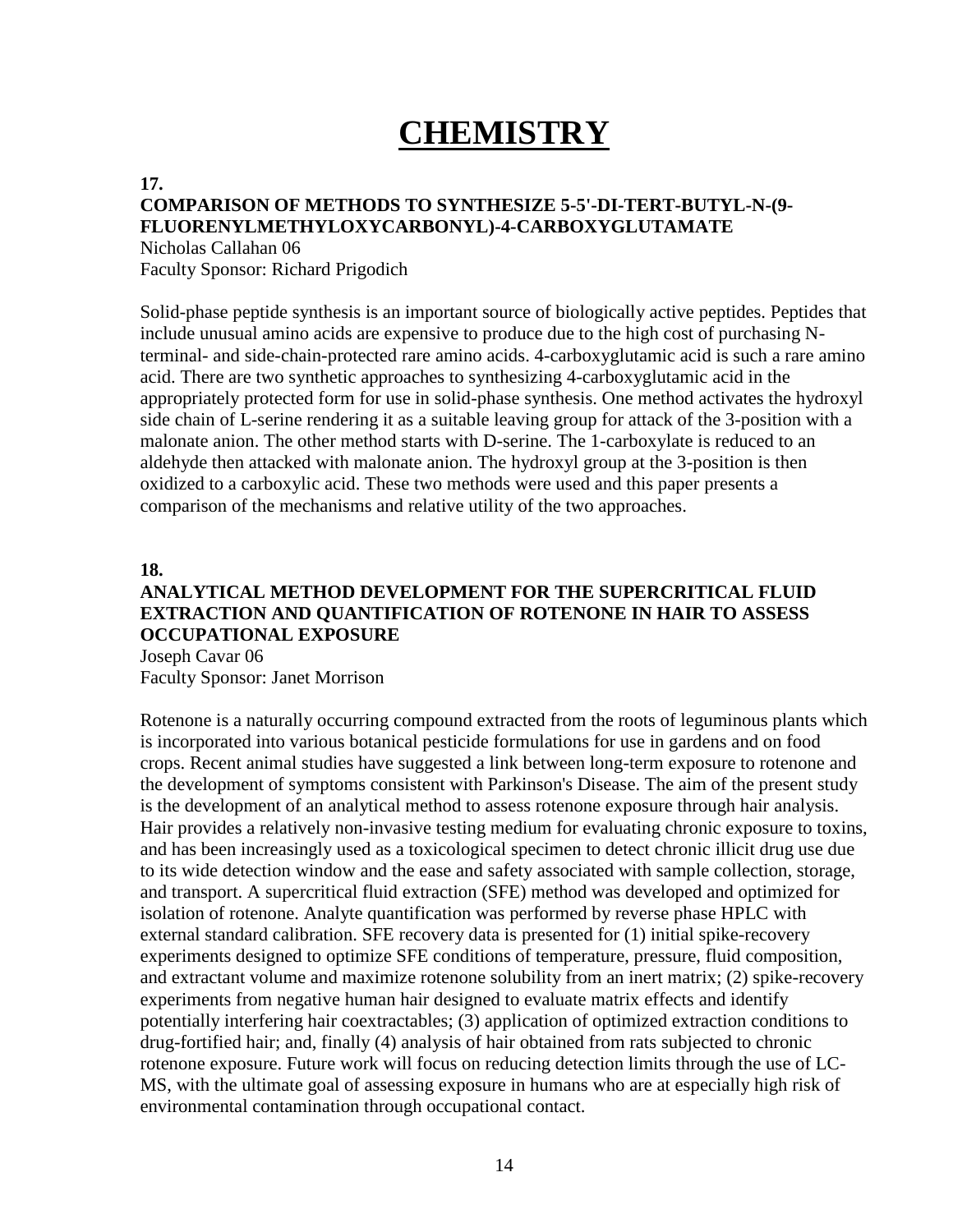# CHEMISTRY

**17.**

**COMPARISON OF METHODS TO SYNTHESIZE 5-5'-DI-TERT-BUTYL-N-(9-FLUORENYLMETHYLOXYCARBONYL)-4-CARBOXYGLUTAMATE**

Nicholas Callahan 06
Faculty Sponsor: Richard Prigodich

Solid-phase peptide synthesis is an important source of biologically active peptides. Peptides that include unusual amino acids are expensive to produce due to the high cost of purchasing N-terminal- and side-chain-protected rare amino acids. 4-carboxyglutamic acid is such a rare amino acid. There are two synthetic approaches to synthesizing 4-carboxyglutamic acid in the appropriately protected form for use in solid-phase synthesis. One method activates the hydroxyl side chain of L-serine rendering it as a suitable leaving group for attack of the 3-position with a malonate anion. The other method starts with D-serine. The 1-carboxylate is reduced to an aldehyde then attacked with malonate anion. The hydroxyl group at the 3-position is then oxidized to a carboxylic acid. These two methods were used and this paper presents a comparison of the mechanisms and relative utility of the two approaches.

**18.**

**ANALYTICAL METHOD DEVELOPMENT FOR THE SUPERCRITICAL FLUID EXTRACTION AND QUANTIFICATION OF ROTENONE IN HAIR TO ASSESS OCCUPATIONAL EXPOSURE**

Joseph Cavar 06
Faculty Sponsor: Janet Morrison

Rotenone is a naturally occurring compound extracted from the roots of leguminous plants which is incorporated into various botanical pesticide formulations for use in gardens and on food crops. Recent animal studies have suggested a link between long-term exposure to rotenone and the development of symptoms consistent with Parkinson's Disease. The aim of the present study is the development of an analytical method to assess rotenone exposure through hair analysis. Hair provides a relatively non-invasive testing medium for evaluating chronic exposure to toxins, and has been increasingly used as a toxicological specimen to detect chronic illicit drug use due to its wide detection window and the ease and safety associated with sample collection, storage, and transport. A supercritical fluid extraction (SFE) method was developed and optimized for isolation of rotenone. Analyte quantification was performed by reverse phase HPLC with external standard calibration. SFE recovery data is presented for (1) initial spike-recovery experiments designed to optimize SFE conditions of temperature, pressure, fluid composition, and extractant volume and maximize rotenone solubility from an inert matrix; (2) spike-recovery experiments from negative human hair designed to evaluate matrix effects and identify potentially interfering hair coextractables; (3) application of optimized extraction conditions to drug-fortified hair; and, finally (4) analysis of hair obtained from rats subjected to chronic rotenone exposure. Future work will focus on reducing detection limits through the use of LC-MS, with the ultimate goal of assessing exposure in humans who are at especially high risk of environmental contamination through occupational contact.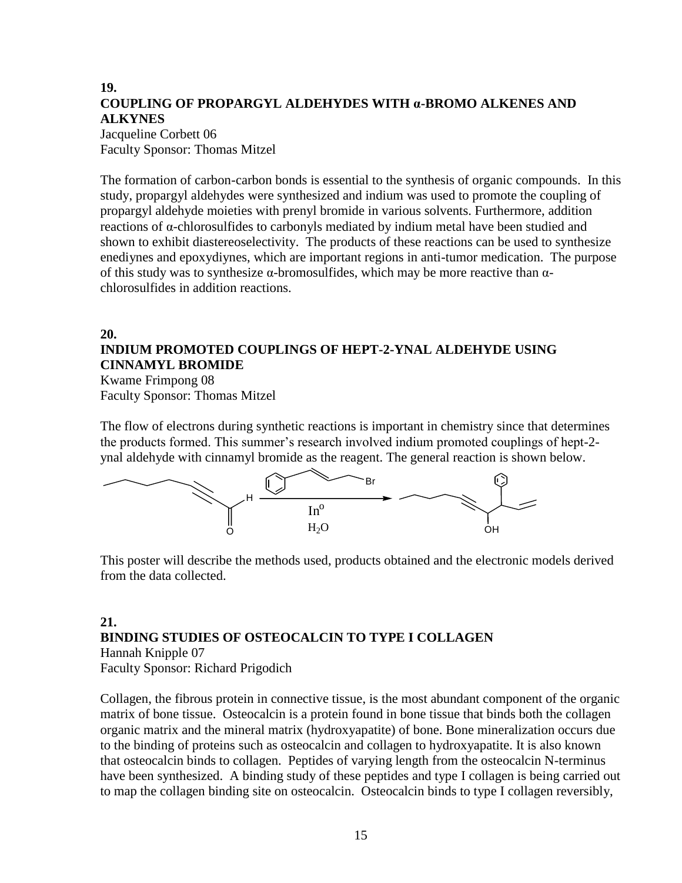**19.**

**COUPLING OF PROPARGYL ALDEHYDES WITH α-BROMO ALKENES AND ALKYNES**

Jacqueline Corbett 06
Faculty Sponsor: Thomas Mitzel

The formation of carbon-carbon bonds is essential to the synthesis of organic compounds. In this study, propargyl aldehydes were synthesized and indium was used to promote the coupling of propargyl aldehyde moieties with prenyl bromide in various solvents. Furthermore, addition reactions of α-chlorosulfides to carbonyls mediated by indium metal have been studied and shown to exhibit diastereoselectivity. The products of these reactions can be used to synthesize enediynes and epoxydiynes, which are important regions in anti-tumor medication. The purpose of this study was to synthesize α-bromosulfides, which may be more reactive than α-chlorosulfides in addition reactions.

**20.**

**INDIUM PROMOTED COUPLINGS OF HEPT-2-YNAL ALDEHYDE USING CINNAMYL BROMIDE**

Kwame Frimpong 08
Faculty Sponsor: Thomas Mitzel

The flow of electrons during synthetic reactions is important in chemistry since that determines the products formed. This summer's research involved indium promoted couplings of hept-2-ynal aldehyde with cinnamyl bromide as the reagent. The general reaction is shown below.

$In^o$

$H_2O$

This poster will describe the methods used, products obtained and the electronic models derived from the data collected.

**21.**

**BINDING STUDIES OF OSTEOCALCIN TO TYPE I COLLAGEN**

Hannah Knipple 07
Faculty Sponsor: Richard Prigodich

Collagen, the fibrous protein in connective tissue, is the most abundant component of the organic matrix of bone tissue. Osteocalcin is a protein found in bone tissue that binds both the collagen organic matrix and the mineral matrix (hydroxyapatite) of bone. Bone mineralization occurs due to the binding of proteins such as osteocalcin and collagen to hydroxyapatite. It is also known that osteocalcin binds to collagen. Peptides of varying length from the osteocalcin N-terminus have been synthesized. A binding study of these peptides and type I collagen is being carried out to map the collagen binding site on osteocalcin. Osteocalcin binds to type I collagen reversibly,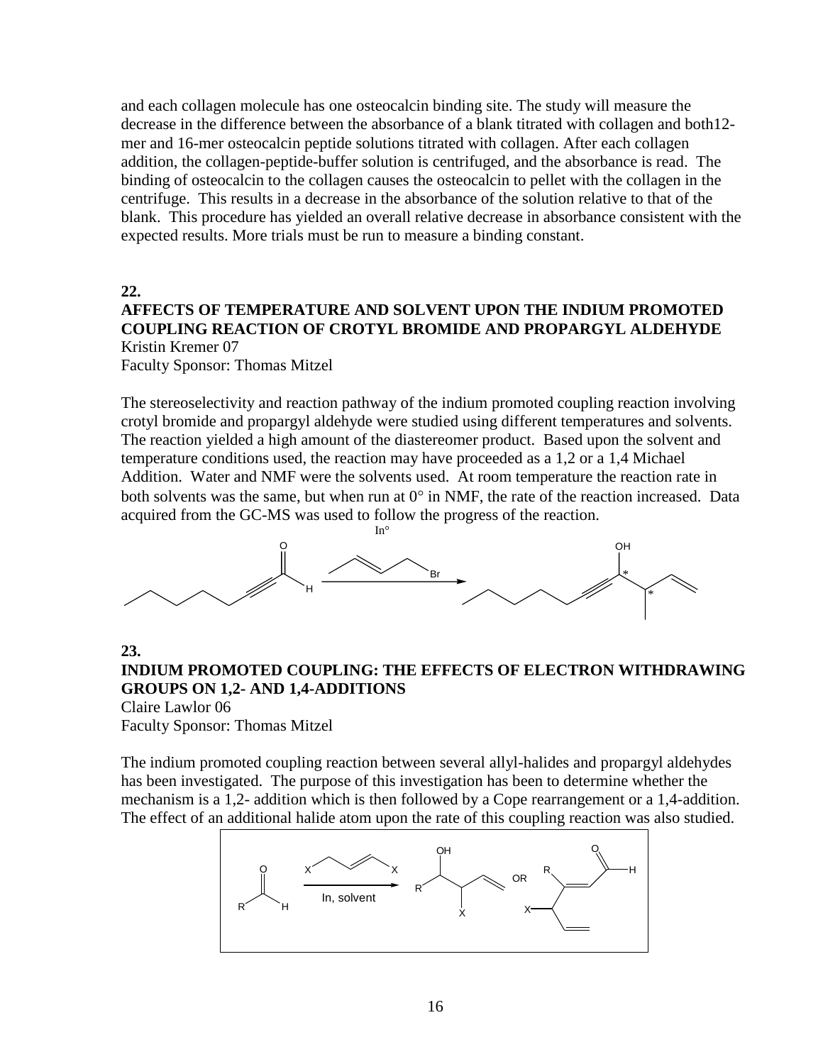and each collagen molecule has one osteocalcin binding site. The study will measure the decrease in the difference between the absorbance of a blank titrated with collagen and both12-mer and 16-mer osteocalcin peptide solutions titrated with collagen. After each collagen addition, the collagen-peptide-buffer solution is centrifuged, and the absorbance is read. The binding of osteocalcin to the collagen causes the osteocalcin to pellet with the collagen in the centrifuge. This results in a decrease in the absorbance of the solution relative to that of the blank. This procedure has yielded an overall relative decrease in absorbance consistent with the expected results. More trials must be run to measure a binding constant.

**22.**

**AFFECTS OF TEMPERATURE AND SOLVENT UPON THE INDIUM PROMOTED COUPLING REACTION OF CROTYL BROMIDE AND PROPARGYL ALDEHYDE**

Kristin Kremer 07
Faculty Sponsor: Thomas Mitzel

The stereoselectivity and reaction pathway of the indium promoted coupling reaction involving crotyl bromide and propargyl aldehyde were studied using different temperatures and solvents. The reaction yielded a high amount of the diastereomer product. Based upon the solvent and temperature conditions used, the reaction may have proceeded as a 1,2 or a 1,4 Michael Addition. Water and NMF were the solvents used. At room temperature the reaction rate in both solvents was the same, but when run at 0° in NMF, the rate of the reaction increased. Data acquired from the GC-MS was used to follow the progress of the reaction.

**23.**

**INDIUM PROMOTED COUPLING: THE EFFECTS OF ELECTRON WITHDRAWING GROUPS ON 1,2- AND 1,4-ADDITIONS**

Claire Lawlor 06
Faculty Sponsor: Thomas Mitzel

The indium promoted coupling reaction between several allyl-halides and propargyl aldehydes has been investigated. The purpose of this investigation has been to determine whether the mechanism is a 1,2- addition which is then followed by a Cope rearrangement or a 1,4-addition. The effect of an additional halide atom upon the rate of this coupling reaction was also studied.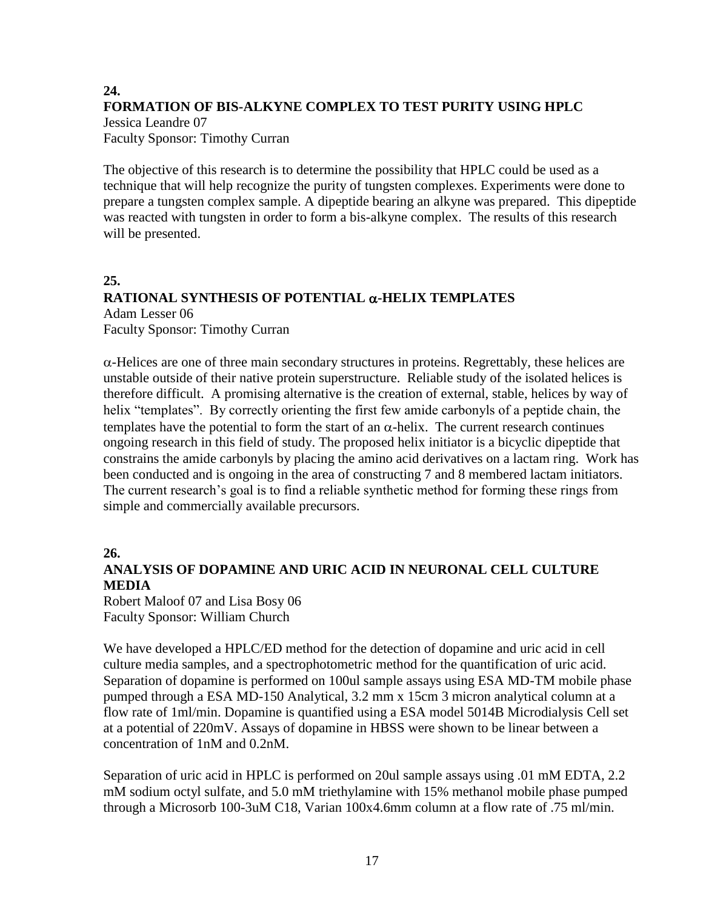**24.**

## FORMATION OF BIS-ALKYNE COMPLEX TO TEST PURITY USING HPLC

Jessica Leandre 07
Faculty Sponsor: Timothy Curran

The objective of this research is to determine the possibility that HPLC could be used as a technique that will help recognize the purity of tungsten complexes. Experiments were done to prepare a tungsten complex sample. A dipeptide bearing an alkyne was prepared. This dipeptide was reacted with tungsten in order to form a bis-alkyne complex. The results of this research will be presented.

**25.**

## RATIONAL SYNTHESIS OF POTENTIAL $\alpha$-HELIX TEMPLATES

Adam Lesser 06
Faculty Sponsor: Timothy Curran

$\alpha$-Helices are one of three main secondary structures in proteins. Regrettably, these helices are unstable outside of their native protein superstructure. Reliable study of the isolated helices is therefore difficult. A promising alternative is the creation of external, stable, helices by way of helix "templates". By correctly orienting the first few amide carbonyls of a peptide chain, the templates have the potential to form the start of an $\alpha$-helix. The current research continues ongoing research in this field of study. The proposed helix initiator is a bicyclic dipeptide that constrains the amide carbonyls by placing the amino acid derivatives on a lactam ring. Work has been conducted and is ongoing in the area of constructing 7 and 8 membered lactam initiators. The current research's goal is to find a reliable synthetic method for forming these rings from simple and commercially available precursors.

**26.**

## ANALYSIS OF DOPAMINE AND URIC ACID IN NEURONAL CELL CULTURE MEDIA

Robert Maloof 07 and Lisa Bosy 06
Faculty Sponsor: William Church

We have developed a HPLC/ED method for the detection of dopamine and uric acid in cell culture media samples, and a spectrophotometric method for the quantification of uric acid. Separation of dopamine is performed on 100ul sample assays using ESA MD-TM mobile phase pumped through a ESA MD-150 Analytical, 3.2 mm x 15cm 3 micron analytical column at a flow rate of 1ml/min. Dopamine is quantified using a ESA model 5014B Microdialysis Cell set at a potential of 220mV. Assays of dopamine in HBSS were shown to be linear between a concentration of 1nM and 0.2nM.

Separation of uric acid in HPLC is performed on 20ul sample assays using .01 mM EDTA, 2.2 mM sodium octyl sulfate, and 5.0 mM triethylamine with 15% methanol mobile phase pumped through a Microsorb 100-3uM C18, Varian 100x4.6mm column at a flow rate of .75 ml/min.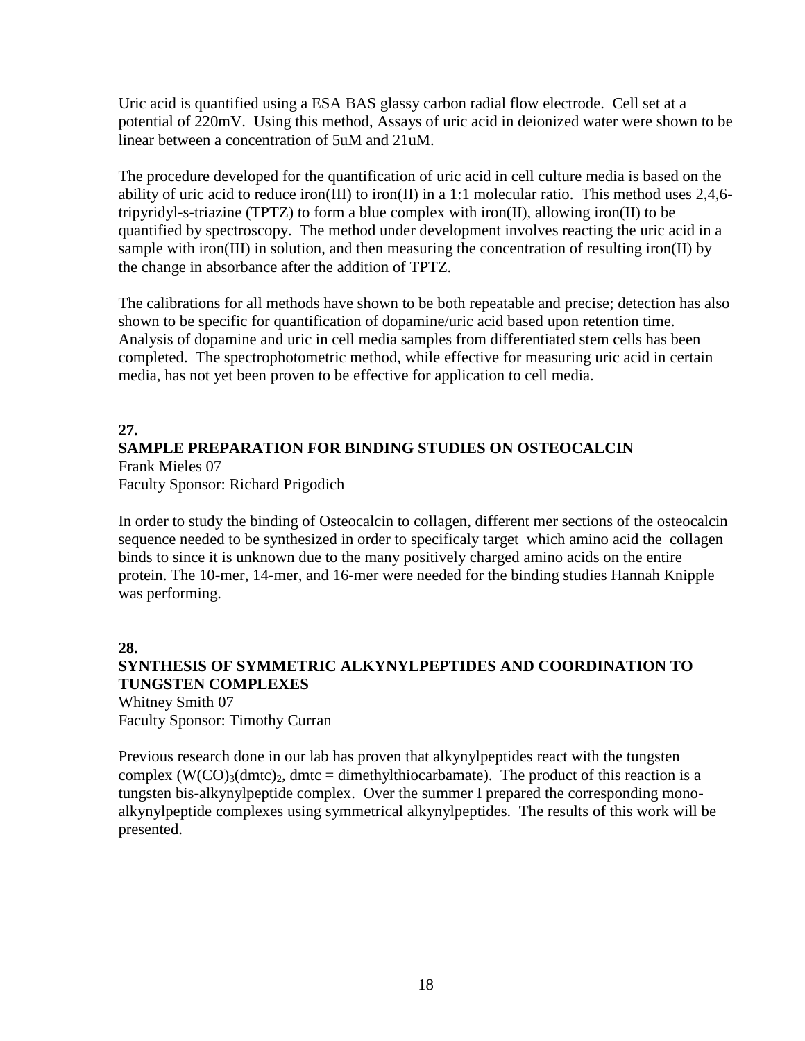Uric acid is quantified using a ESA BAS glassy carbon radial flow electrode. Cell set at a potential of 220mV. Using this method, Assays of uric acid in deionized water were shown to be linear between a concentration of 5uM and 21uM.

The procedure developed for the quantification of uric acid in cell culture media is based on the ability of uric acid to reduce iron(III) to iron(II) in a 1:1 molecular ratio. This method uses 2,4,6-tripyridyl-s-triazine (TPTZ) to form a blue complex with iron(II), allowing iron(II) to be quantified by spectroscopy. The method under development involves reacting the uric acid in a sample with iron(III) in solution, and then measuring the concentration of resulting iron(II) by the change in absorbance after the addition of TPTZ.

The calibrations for all methods have shown to be both repeatable and precise; detection has also shown to be specific for quantification of dopamine/uric acid based upon retention time. Analysis of dopamine and uric in cell media samples from differentiated stem cells has been completed. The spectrophotometric method, while effective for measuring uric acid in certain media, has not yet been proven to be effective for application to cell media.

**27.**

**SAMPLE PREPARATION FOR BINDING STUDIES ON OSTEOCALCIN**

Frank Mieles 07
Faculty Sponsor: Richard Prigodich

In order to study the binding of Osteocalcin to collagen, different mer sections of the osteocalcin sequence needed to be synthesized in order to specificaly target which amino acid the collagen binds to since it is unknown due to the many positively charged amino acids on the entire protein. The 10-mer, 14-mer, and 16-mer were needed for the binding studies Hannah Knipple was performing.

**28.**

**SYNTHESIS OF SYMMETRIC ALKYNYLPEPTIDES AND COORDINATION TO TUNGSTEN COMPLEXES**

Whitney Smith 07
Faculty Sponsor: Timothy Curran

Previous research done in our lab has proven that alkynylpeptides react with the tungsten complex ($W(CO)_3(dmtc)_2$, dmtc = dimethylthiocarbamate). The product of this reaction is a tungsten bis-alkynylpeptide complex. Over the summer I prepared the corresponding mono-alkynylpeptide complexes using symmetrical alkynylpeptides. The results of this work will be presented.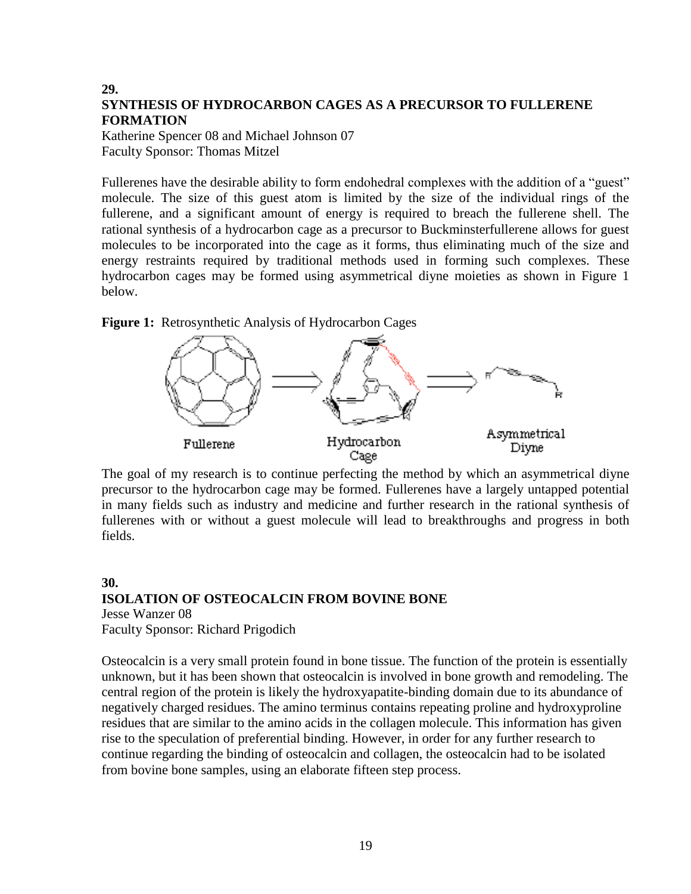## 29.
## SYNTHESIS OF HYDROCARBON CAGES AS A PRECURSOR TO FULLERENE FORMATION

Katherine Spencer 08 and Michael Johnson 07
Faculty Sponsor: Thomas Mitzel

Fullerenes have the desirable ability to form endohedral complexes with the addition of a "guest" molecule. The size of this guest atom is limited by the size of the individual rings of the fullerene, and a significant amount of energy is required to breach the fullerene shell. The rational synthesis of a hydrocarbon cage as a precursor to Buckminsterfullerene allows for guest molecules to be incorporated into the cage as it forms, thus eliminating much of the size and energy restraints required by traditional methods used in forming such complexes. These hydrocarbon cages may be formed using asymmetrical diyne moieties as shown in Figure 1 below.

**Figure 1:** Retrosynthetic Analysis of Hydrocarbon Cages

Fullerene | Hydrocarbon Cage | Asymmetrical Diyne

The goal of my research is to continue perfecting the method by which an asymmetrical diyne precursor to the hydrocarbon cage may be formed. Fullerenes have a largely untapped potential in many fields such as industry and medicine and further research in the rational synthesis of fullerenes with or without a guest molecule will lead to breakthroughs and progress in both fields.

## 30.
## ISOLATION OF OSTEOCALCIN FROM BOVINE BONE

Jesse Wanzer 08
Faculty Sponsor: Richard Prigodich

Osteocalcin is a very small protein found in bone tissue. The function of the protein is essentially unknown, but it has been shown that osteocalcin is involved in bone growth and remodeling. The central region of the protein is likely the hydroxyapatite-binding domain due to its abundance of negatively charged residues. The amino terminus contains repeating proline and hydroxyproline residues that are similar to the amino acids in the collagen molecule. This information has given rise to the speculation of preferential binding. However, in order for any further research to continue regarding the binding of osteocalcin and collagen, the osteocalcin had to be isolated from bovine bone samples, using an elaborate fifteen step process.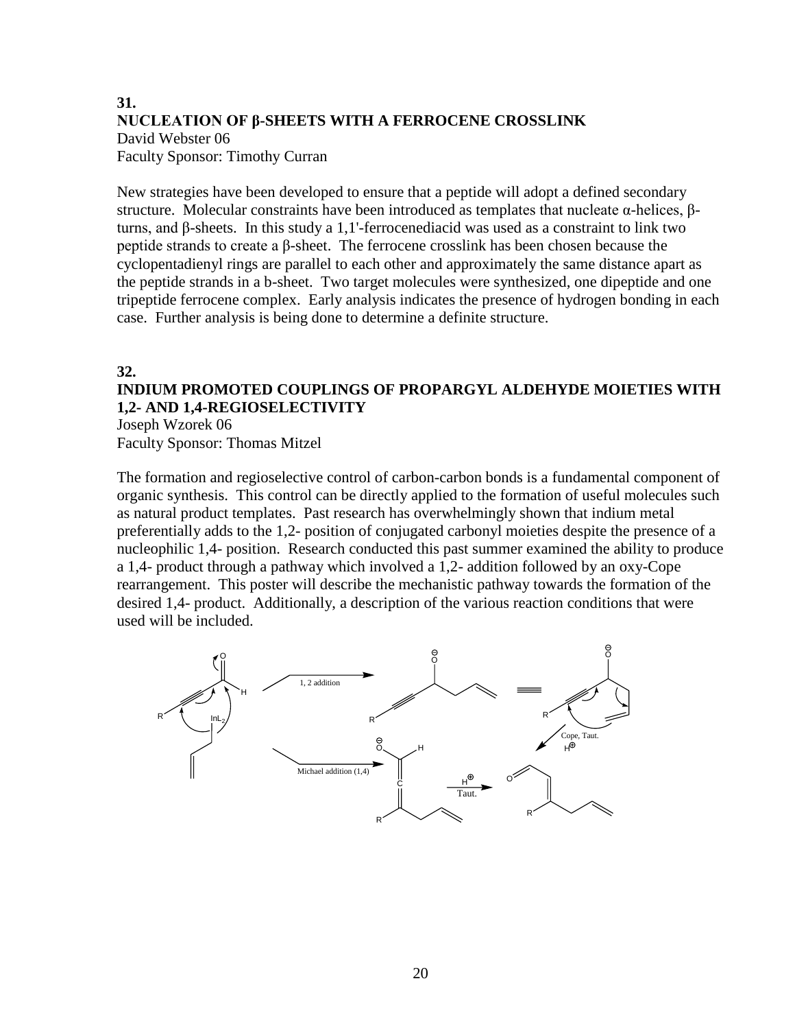**31.**
**NUCLEATION OF β-SHEETS WITH A FERROCENE CROSSLINK**
David Webster 06
Faculty Sponsor: Timothy Curran

New strategies have been developed to ensure that a peptide will adopt a defined secondary structure. Molecular constraints have been introduced as templates that nucleate α-helices, β-turns, and β-sheets. In this study a 1,1'-ferrocenediacid was used as a constraint to link two peptide strands to create a β-sheet. The ferrocene crosslink has been chosen because the cyclopentadienyl rings are parallel to each other and approximately the same distance apart as the peptide strands in a b-sheet. Two target molecules were synthesized, one dipeptide and one tripeptide ferrocene complex. Early analysis indicates the presence of hydrogen bonding in each case. Further analysis is being done to determine a definite structure.

**32.**
**INDIUM PROMOTED COUPLINGS OF PROPARGYL ALDEHYDE MOIETIES WITH 1,2- AND 1,4-REGIOSELECTIVITY**
Joseph Wzorek 06
Faculty Sponsor: Thomas Mitzel

The formation and regioselective control of carbon-carbon bonds is a fundamental component of organic synthesis. This control can be directly applied to the formation of useful molecules such as natural product templates. Past research has overwhelmingly shown that indium metal preferentially adds to the 1,2- position of conjugated carbonyl moieties despite the presence of a nucleophilic 1,4- position. Research conducted this past summer examined the ability to produce a 1,4- product through a pathway which involved a 1,2- addition followed by an oxy-Cope rearrangement. This poster will describe the mechanistic pathway towards the formation of the desired 1,4- product. Additionally, a description of the various reaction conditions that were used will be included.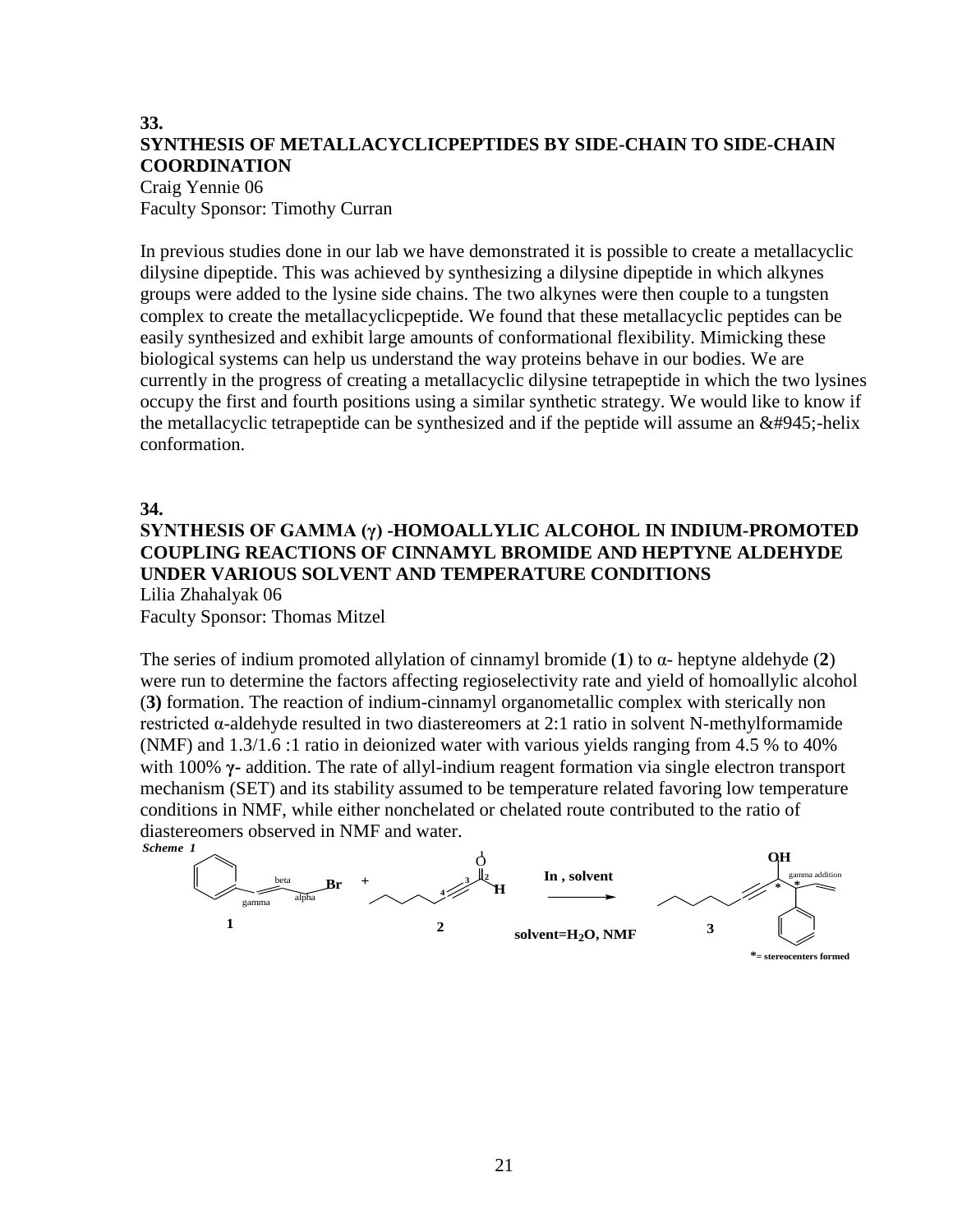**33.**

## SYNTHESIS OF METALLACYCLICPEPTIDES BY SIDE-CHAIN TO SIDE-CHAIN COORDINATION

Craig Yennie 06
Faculty Sponsor: Timothy Curran

In previous studies done in our lab we have demonstrated it is possible to create a metallacyclic dilysine dipeptide. This was achieved by synthesizing a dilysine dipeptide in which alkynes groups were added to the lysine side chains. The two alkynes were then couple to a tungsten complex to create the metallacyclicpeptide. We found that these metallacyclic peptides can be easily synthesized and exhibit large amounts of conformational flexibility. Mimicking these biological systems can help us understand the way proteins behave in our bodies. We are currently in the progress of creating a metallacyclic dilysine tetrapeptide in which the two lysines occupy the first and fourth positions using a similar synthetic strategy. We would like to know if the metallacyclic tetrapeptide can be synthesized and if the peptide will assume an &#945;-helix conformation.

**34.**

## SYNTHESIS OF GAMMA (γ) -HOMOALLYLIC ALCOHOL IN INDIUM-PROMOTED COUPLING REACTIONS OF CINNAMYL BROMIDE AND HEPTYNE ALDEHYDE UNDER VARIOUS SOLVENT AND TEMPERATURE CONDITIONS

Lilia Zhahalyak 06
Faculty Sponsor: Thomas Mitzel

The series of indium promoted allylation of cinnamyl bromide (**1**) to α- heptyne aldehyde (**2**) were run to determine the factors affecting regioselectivity rate and yield of homoallylic alcohol (**3)** formation. The reaction of indium-cinnamyl organometallic complex with sterically non restricted α-aldehyde resulted in two diastereomers at 2:1 ratio in solvent N-methylformamide (NMF) and 1.3/1.6 :1 ratio in deionized water with various yields ranging from 4.5 % to 40% with 100% **γ-** addition. The rate of allyl-indium reagent formation via single electron transport mechanism (SET) and its stability assumed to be temperature related favoring low temperature conditions in NMF, while either nonchelated or chelated route contributed to the ratio of diastereomers observed in NMF and water.

***Scheme 1***

**1** (beta, gamma, alpha, Br) + **2** (O, H, 2, 3, 4) —**In , solvent**→ **3** (OH, gamma addition)

**solvent=$H_2O$, NMF**

*= stereocenters formed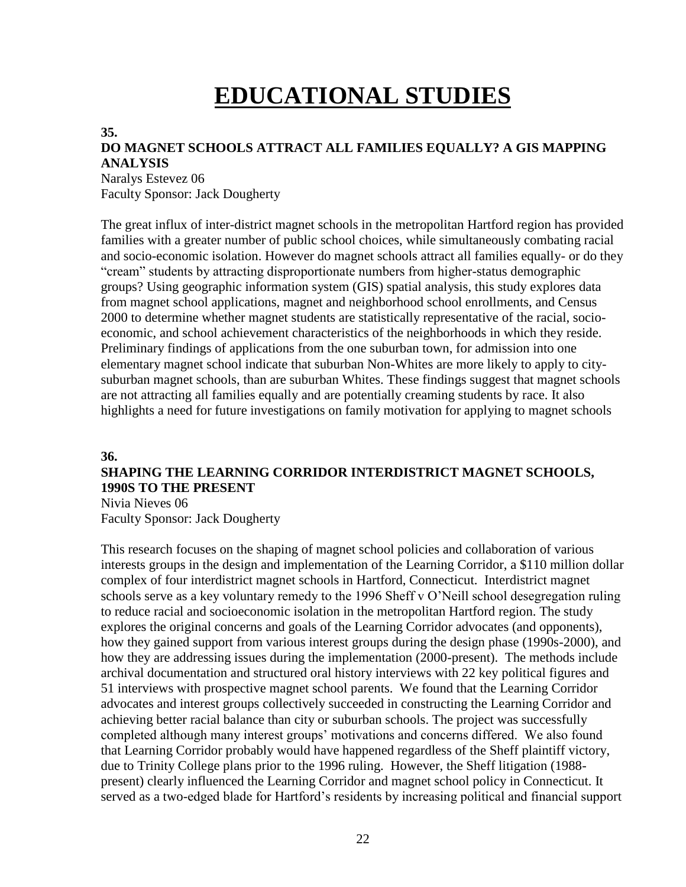# EDUCATIONAL STUDIES

**35.**

**DO MAGNET SCHOOLS ATTRACT ALL FAMILIES EQUALLY? A GIS MAPPING ANALYSIS**

Naralys Estevez 06
Faculty Sponsor: Jack Dougherty

The great influx of inter-district magnet schools in the metropolitan Hartford region has provided families with a greater number of public school choices, while simultaneously combating racial and socio-economic isolation. However do magnet schools attract all families equally- or do they "cream" students by attracting disproportionate numbers from higher-status demographic groups? Using geographic information system (GIS) spatial analysis, this study explores data from magnet school applications, magnet and neighborhood school enrollments, and Census 2000 to determine whether magnet students are statistically representative of the racial, socio-economic, and school achievement characteristics of the neighborhoods in which they reside. Preliminary findings of applications from the one suburban town, for admission into one elementary magnet school indicate that suburban Non-Whites are more likely to apply to city-suburban magnet schools, than are suburban Whites. These findings suggest that magnet schools are not attracting all families equally and are potentially creaming students by race. It also highlights a need for future investigations on family motivation for applying to magnet schools

**36.**

**SHAPING THE LEARNING CORRIDOR INTERDISTRICT MAGNET SCHOOLS, 1990S TO THE PRESENT**

Nivia Nieves 06
Faculty Sponsor: Jack Dougherty

This research focuses on the shaping of magnet school policies and collaboration of various interests groups in the design and implementation of the Learning Corridor, a $110 million dollar complex of four interdistrict magnet schools in Hartford, Connecticut. Interdistrict magnet schools serve as a key voluntary remedy to the 1996 Sheff v O'Neill school desegregation ruling to reduce racial and socioeconomic isolation in the metropolitan Hartford region. The study explores the original concerns and goals of the Learning Corridor advocates (and opponents), how they gained support from various interest groups during the design phase (1990s-2000), and how they are addressing issues during the implementation (2000-present). The methods include archival documentation and structured oral history interviews with 22 key political figures and 51 interviews with prospective magnet school parents. We found that the Learning Corridor advocates and interest groups collectively succeeded in constructing the Learning Corridor and achieving better racial balance than city or suburban schools. The project was successfully completed although many interest groups' motivations and concerns differed. We also found that Learning Corridor probably would have happened regardless of the Sheff plaintiff victory, due to Trinity College plans prior to the 1996 ruling. However, the Sheff litigation (1988-present) clearly influenced the Learning Corridor and magnet school policy in Connecticut. It served as a two-edged blade for Hartford's residents by increasing political and financial support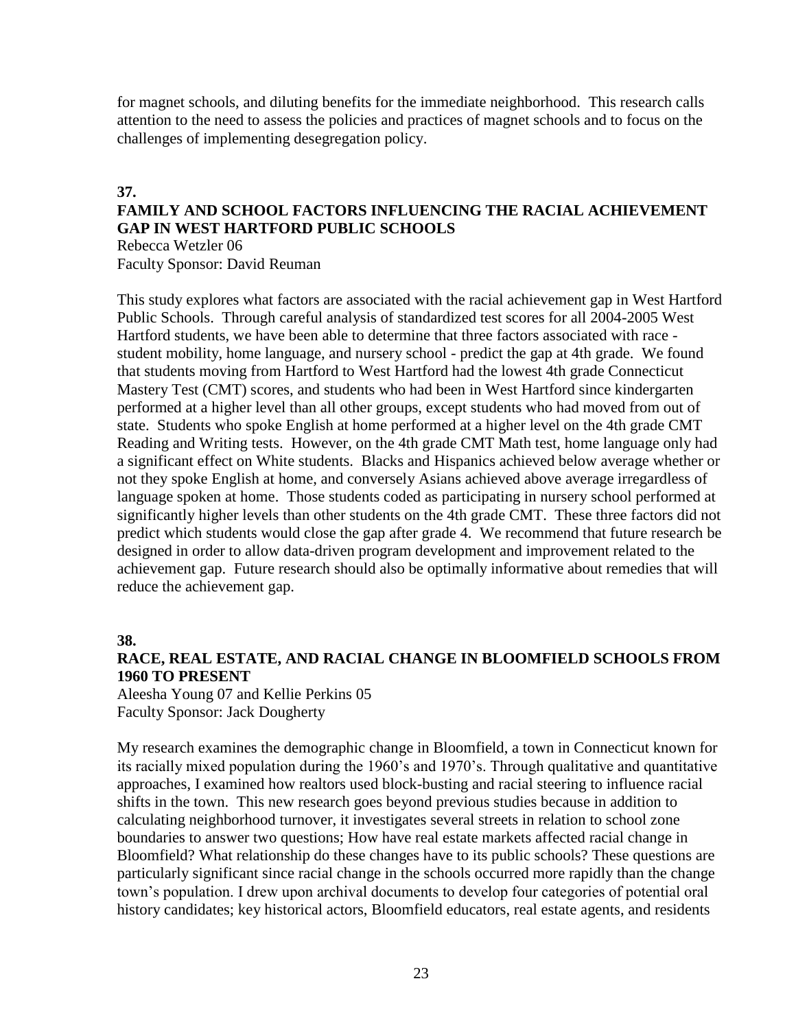for magnet schools, and diluting benefits for the immediate neighborhood. This research calls attention to the need to assess the policies and practices of magnet schools and to focus on the challenges of implementing desegregation policy.

**37.**

### FAMILY AND SCHOOL FACTORS INFLUENCING THE RACIAL ACHIEVEMENT GAP IN WEST HARTFORD PUBLIC SCHOOLS

Rebecca Wetzler 06
Faculty Sponsor: David Reuman

This study explores what factors are associated with the racial achievement gap in West Hartford Public Schools. Through careful analysis of standardized test scores for all 2004-2005 West Hartford students, we have been able to determine that three factors associated with race - student mobility, home language, and nursery school - predict the gap at 4th grade. We found that students moving from Hartford to West Hartford had the lowest 4th grade Connecticut Mastery Test (CMT) scores, and students who had been in West Hartford since kindergarten performed at a higher level than all other groups, except students who had moved from out of state. Students who spoke English at home performed at a higher level on the 4th grade CMT Reading and Writing tests. However, on the 4th grade CMT Math test, home language only had a significant effect on White students. Blacks and Hispanics achieved below average whether or not they spoke English at home, and conversely Asians achieved above average irregardless of language spoken at home. Those students coded as participating in nursery school performed at significantly higher levels than other students on the 4th grade CMT. These three factors did not predict which students would close the gap after grade 4. We recommend that future research be designed in order to allow data-driven program development and improvement related to the achievement gap. Future research should also be optimally informative about remedies that will reduce the achievement gap.

**38.**

### RACE, REAL ESTATE, AND RACIAL CHANGE IN BLOOMFIELD SCHOOLS FROM 1960 TO PRESENT

Aleesha Young 07 and Kellie Perkins 05
Faculty Sponsor: Jack Dougherty

My research examines the demographic change in Bloomfield, a town in Connecticut known for its racially mixed population during the 1960's and 1970's. Through qualitative and quantitative approaches, I examined how realtors used block-busting and racial steering to influence racial shifts in the town. This new research goes beyond previous studies because in addition to calculating neighborhood turnover, it investigates several streets in relation to school zone boundaries to answer two questions; How have real estate markets affected racial change in Bloomfield? What relationship do these changes have to its public schools? These questions are particularly significant since racial change in the schools occurred more rapidly than the change town's population. I drew upon archival documents to develop four categories of potential oral history candidates; key historical actors, Bloomfield educators, real estate agents, and residents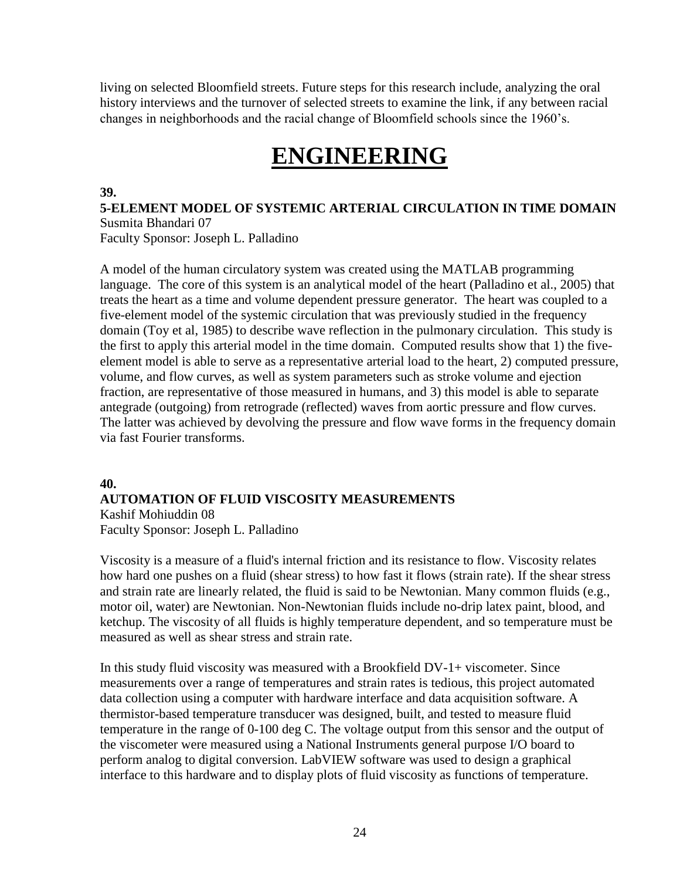living on selected Bloomfield streets. Future steps for this research include, analyzing the oral history interviews and the turnover of selected streets to examine the link, if any between racial changes in neighborhoods and the racial change of Bloomfield schools since the 1960's.

# ENGINEERING

**39.**

**5-ELEMENT MODEL OF SYSTEMIC ARTERIAL CIRCULATION IN TIME DOMAIN**

Susmita Bhandari 07
Faculty Sponsor: Joseph L. Palladino

A model of the human circulatory system was created using the MATLAB programming language. The core of this system is an analytical model of the heart (Palladino et al., 2005) that treats the heart as a time and volume dependent pressure generator. The heart was coupled to a five-element model of the systemic circulation that was previously studied in the frequency domain (Toy et al, 1985) to describe wave reflection in the pulmonary circulation. This study is the first to apply this arterial model in the time domain. Computed results show that 1) the five-element model is able to serve as a representative arterial load to the heart, 2) computed pressure, volume, and flow curves, as well as system parameters such as stroke volume and ejection fraction, are representative of those measured in humans, and 3) this model is able to separate antegrade (outgoing) from retrograde (reflected) waves from aortic pressure and flow curves. The latter was achieved by devolving the pressure and flow wave forms in the frequency domain via fast Fourier transforms.

**40.**

**AUTOMATION OF FLUID VISCOSITY MEASUREMENTS**

Kashif Mohiuddin 08
Faculty Sponsor: Joseph L. Palladino

Viscosity is a measure of a fluid's internal friction and its resistance to flow. Viscosity relates how hard one pushes on a fluid (shear stress) to how fast it flows (strain rate). If the shear stress and strain rate are linearly related, the fluid is said to be Newtonian. Many common fluids (e.g., motor oil, water) are Newtonian. Non-Newtonian fluids include no-drip latex paint, blood, and ketchup. The viscosity of all fluids is highly temperature dependent, and so temperature must be measured as well as shear stress and strain rate.

In this study fluid viscosity was measured with a Brookfield DV-1+ viscometer. Since measurements over a range of temperatures and strain rates is tedious, this project automated data collection using a computer with hardware interface and data acquisition software. A thermistor-based temperature transducer was designed, built, and tested to measure fluid temperature in the range of 0-100 deg C. The voltage output from this sensor and the output of the viscometer were measured using a National Instruments general purpose I/O board to perform analog to digital conversion. LabVIEW software was used to design a graphical interface to this hardware and to display plots of fluid viscosity as functions of temperature.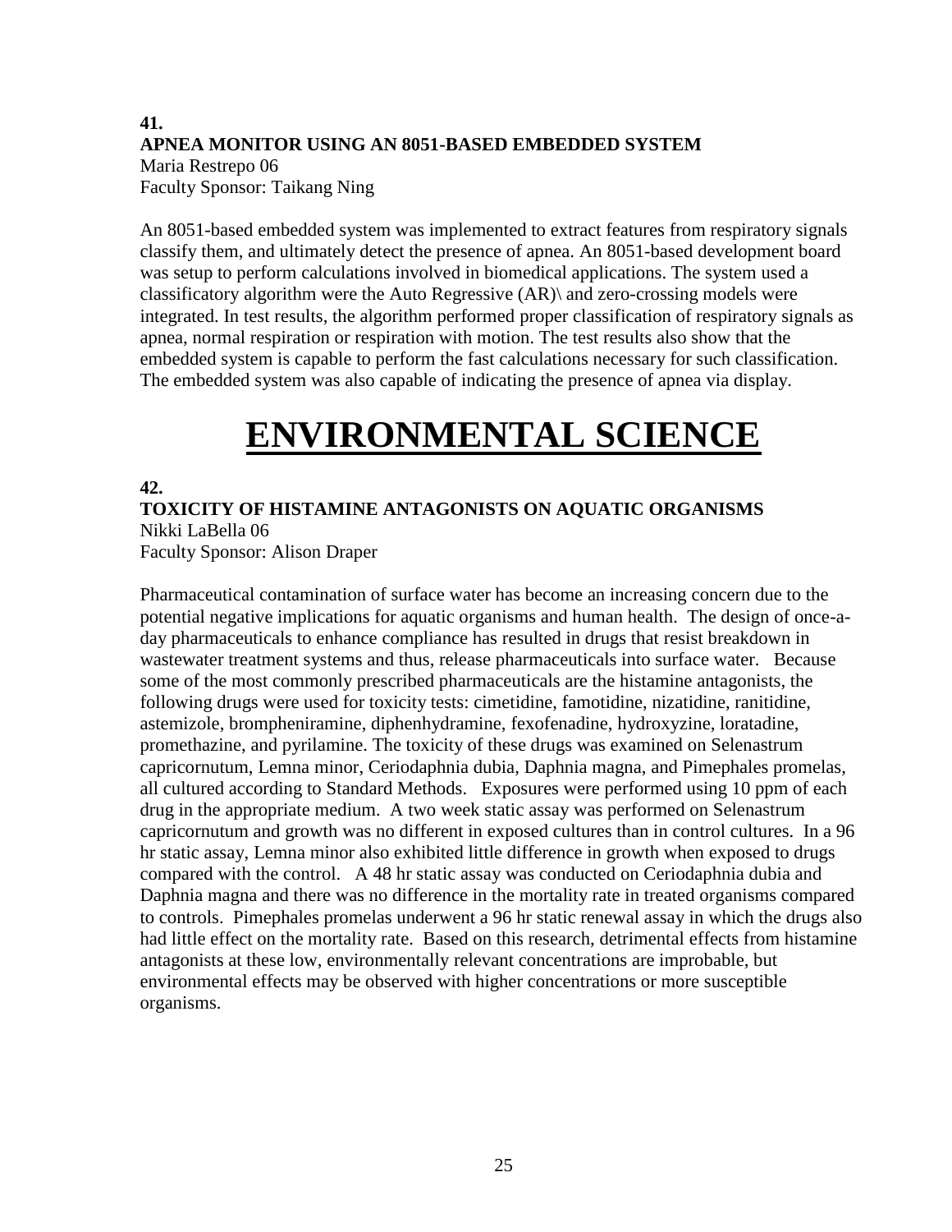**41.**
**APNEA MONITOR USING AN 8051-BASED EMBEDDED SYSTEM**
Maria Restrepo 06
Faculty Sponsor: Taikang Ning

An 8051-based embedded system was implemented to extract features from respiratory signals classify them, and ultimately detect the presence of apnea. An 8051-based development board was setup to perform calculations involved in biomedical applications. The system used a classificatory algorithm were the Auto Regressive (AR)\ and zero-crossing models were integrated. In test results, the algorithm performed proper classification of respiratory signals as apnea, normal respiration or respiration with motion. The test results also show that the embedded system is capable to perform the fast calculations necessary for such classification. The embedded system was also capable of indicating the presence of apnea via display.

# ENVIRONMENTAL SCIENCE

**42.**
**TOXICITY OF HISTAMINE ANTAGONISTS ON AQUATIC ORGANISMS**
Nikki LaBella 06
Faculty Sponsor: Alison Draper

Pharmaceutical contamination of surface water has become an increasing concern due to the potential negative implications for aquatic organisms and human health. The design of once-a-day pharmaceuticals to enhance compliance has resulted in drugs that resist breakdown in wastewater treatment systems and thus, release pharmaceuticals into surface water. Because some of the most commonly prescribed pharmaceuticals are the histamine antagonists, the following drugs were used for toxicity tests: cimetidine, famotidine, nizatidine, ranitidine, astemizole, brompheniramine, diphenhydramine, fexofenadine, hydroxyzine, loratadine, promethazine, and pyrilamine. The toxicity of these drugs was examined on Selenastrum capricornutum, Lemna minor, Ceriodaphnia dubia, Daphnia magna, and Pimephales promelas, all cultured according to Standard Methods. Exposures were performed using 10 ppm of each drug in the appropriate medium. A two week static assay was performed on Selenastrum capricornutum and growth was no different in exposed cultures than in control cultures. In a 96 hr static assay, Lemna minor also exhibited little difference in growth when exposed to drugs compared with the control. A 48 hr static assay was conducted on Ceriodaphnia dubia and Daphnia magna and there was no difference in the mortality rate in treated organisms compared to controls. Pimephales promelas underwent a 96 hr static renewal assay in which the drugs also had little effect on the mortality rate. Based on this research, detrimental effects from histamine antagonists at these low, environmentally relevant concentrations are improbable, but environmental effects may be observed with higher concentrations or more susceptible organisms.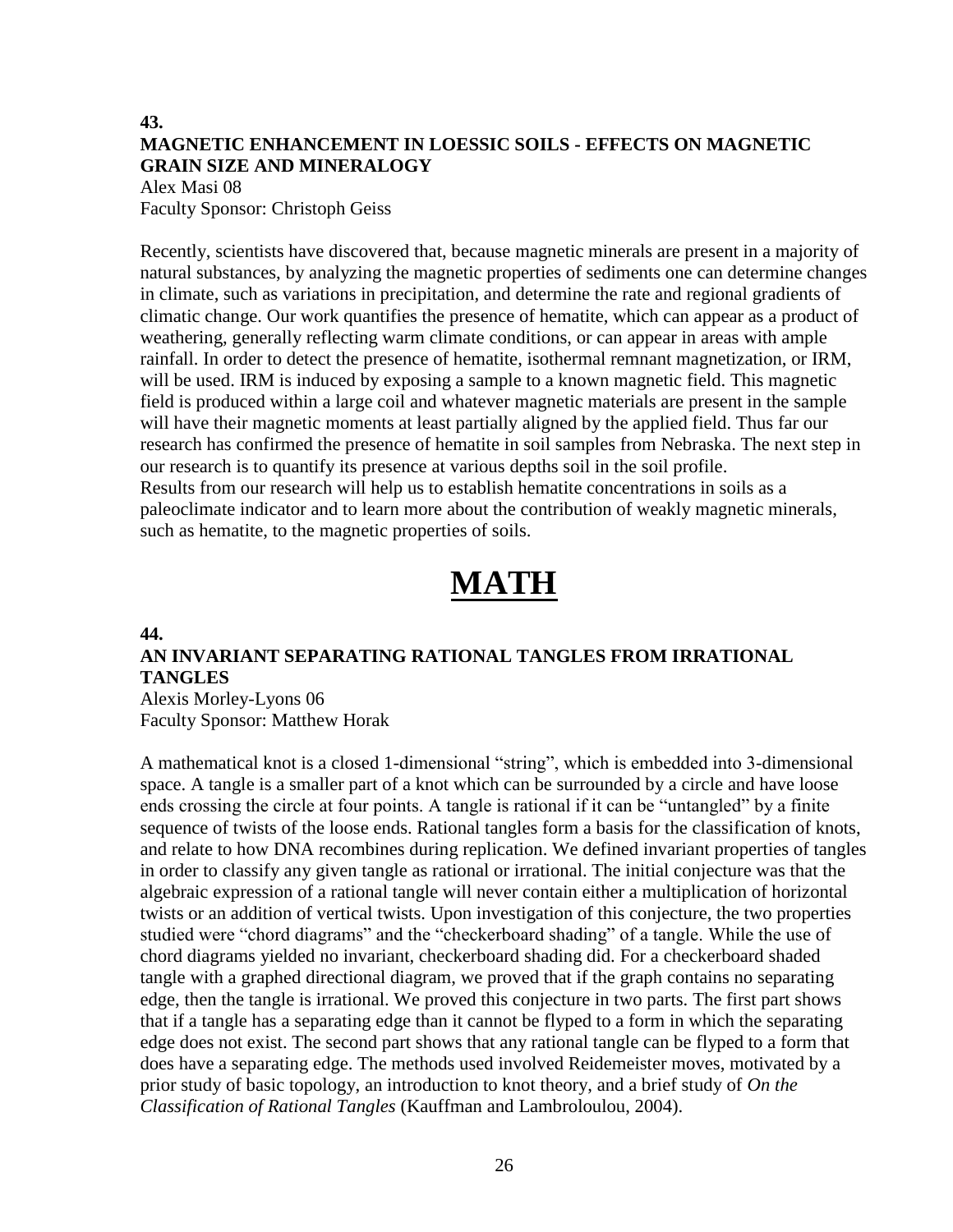**43.**

**MAGNETIC ENHANCEMENT IN LOESSIC SOILS - EFFECTS ON MAGNETIC GRAIN SIZE AND MINERALOGY**

Alex Masi 08
Faculty Sponsor: Christoph Geiss

Recently, scientists have discovered that, because magnetic minerals are present in a majority of natural substances, by analyzing the magnetic properties of sediments one can determine changes in climate, such as variations in precipitation, and determine the rate and regional gradients of climatic change. Our work quantifies the presence of hematite, which can appear as a product of weathering, generally reflecting warm climate conditions, or can appear in areas with ample rainfall. In order to detect the presence of hematite, isothermal remnant magnetization, or IRM, will be used. IRM is induced by exposing a sample to a known magnetic field. This magnetic field is produced within a large coil and whatever magnetic materials are present in the sample will have their magnetic moments at least partially aligned by the applied field. Thus far our research has confirmed the presence of hematite in soil samples from Nebraska. The next step in our research is to quantify its presence at various depths soil in the soil profile.
Results from our research will help us to establish hematite concentrations in soils as a paleoclimate indicator and to learn more about the contribution of weakly magnetic minerals, such as hematite, to the magnetic properties of soils.

# MATH

**44.**

**AN INVARIANT SEPARATING RATIONAL TANGLES FROM IRRATIONAL TANGLES**

Alexis Morley-Lyons 06
Faculty Sponsor: Matthew Horak

A mathematical knot is a closed 1-dimensional "string", which is embedded into 3-dimensional space. A tangle is a smaller part of a knot which can be surrounded by a circle and have loose ends crossing the circle at four points. A tangle is rational if it can be "untangled" by a finite sequence of twists of the loose ends. Rational tangles form a basis for the classification of knots, and relate to how DNA recombines during replication. We defined invariant properties of tangles in order to classify any given tangle as rational or irrational. The initial conjecture was that the algebraic expression of a rational tangle will never contain either a multiplication of horizontal twists or an addition of vertical twists. Upon investigation of this conjecture, the two properties studied were "chord diagrams" and the "checkerboard shading" of a tangle. While the use of chord diagrams yielded no invariant, checkerboard shading did. For a checkerboard shaded tangle with a graphed directional diagram, we proved that if the graph contains no separating edge, then the tangle is irrational. We proved this conjecture in two parts. The first part shows that if a tangle has a separating edge than it cannot be flyped to a form in which the separating edge does not exist. The second part shows that any rational tangle can be flyped to a form that does have a separating edge. The methods used involved Reidemeister moves, motivated by a prior study of basic topology, an introduction to knot theory, and a brief study of *On the Classification of Rational Tangles* (Kauffman and Lambroloulou, 2004).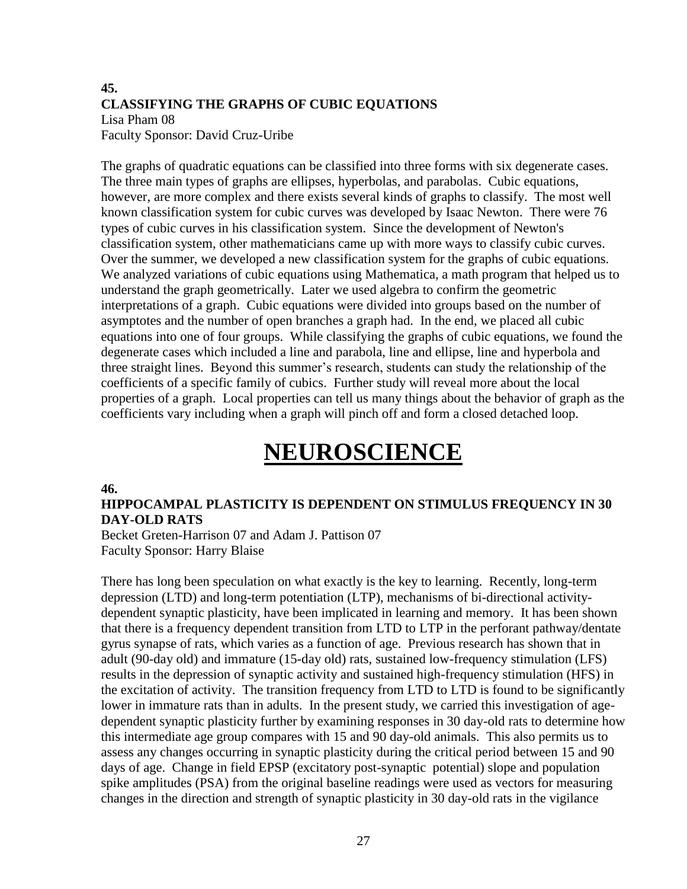**45.**
**CLASSIFYING THE GRAPHS OF CUBIC EQUATIONS**
Lisa Pham 08
Faculty Sponsor: David Cruz-Uribe

The graphs of quadratic equations can be classified into three forms with six degenerate cases. The three main types of graphs are ellipses, hyperbolas, and parabolas. Cubic equations, however, are more complex and there exists several kinds of graphs to classify. The most well known classification system for cubic curves was developed by Isaac Newton. There were 76 types of cubic curves in his classification system. Since the development of Newton's classification system, other mathematicians came up with more ways to classify cubic curves. Over the summer, we developed a new classification system for the graphs of cubic equations. We analyzed variations of cubic equations using Mathematica, a math program that helped us to understand the graph geometrically. Later we used algebra to confirm the geometric interpretations of a graph. Cubic equations were divided into groups based on the number of asymptotes and the number of open branches a graph had. In the end, we placed all cubic equations into one of four groups. While classifying the graphs of cubic equations, we found the degenerate cases which included a line and parabola, line and ellipse, line and hyperbola and three straight lines. Beyond this summer's research, students can study the relationship of the coefficients of a specific family of cubics. Further study will reveal more about the local properties of a graph. Local properties can tell us many things about the behavior of graph as the coefficients vary including when a graph will pinch off and form a closed detached loop.

# NEUROSCIENCE

**46.**
**HIPPOCAMPAL PLASTICITY IS DEPENDENT ON STIMULUS FREQUENCY IN 30 DAY-OLD RATS**
Becket Greten-Harrison 07 and Adam J. Pattison 07
Faculty Sponsor: Harry Blaise

There has long been speculation on what exactly is the key to learning. Recently, long-term depression (LTD) and long-term potentiation (LTP), mechanisms of bi-directional activity-dependent synaptic plasticity, have been implicated in learning and memory. It has been shown that there is a frequency dependent transition from LTD to LTP in the perforant pathway/dentate gyrus synapse of rats, which varies as a function of age. Previous research has shown that in adult (90-day old) and immature (15-day old) rats, sustained low-frequency stimulation (LFS) results in the depression of synaptic activity and sustained high-frequency stimulation (HFS) in the excitation of activity. The transition frequency from LTD to LTD is found to be significantly lower in immature rats than in adults. In the present study, we carried this investigation of age-dependent synaptic plasticity further by examining responses in 30 day-old rats to determine how this intermediate age group compares with 15 and 90 day-old animals. This also permits us to assess any changes occurring in synaptic plasticity during the critical period between 15 and 90 days of age. Change in field EPSP (excitatory post-synaptic potential) slope and population spike amplitudes (PSA) from the original baseline readings were used as vectors for measuring changes in the direction and strength of synaptic plasticity in 30 day-old rats in the vigilance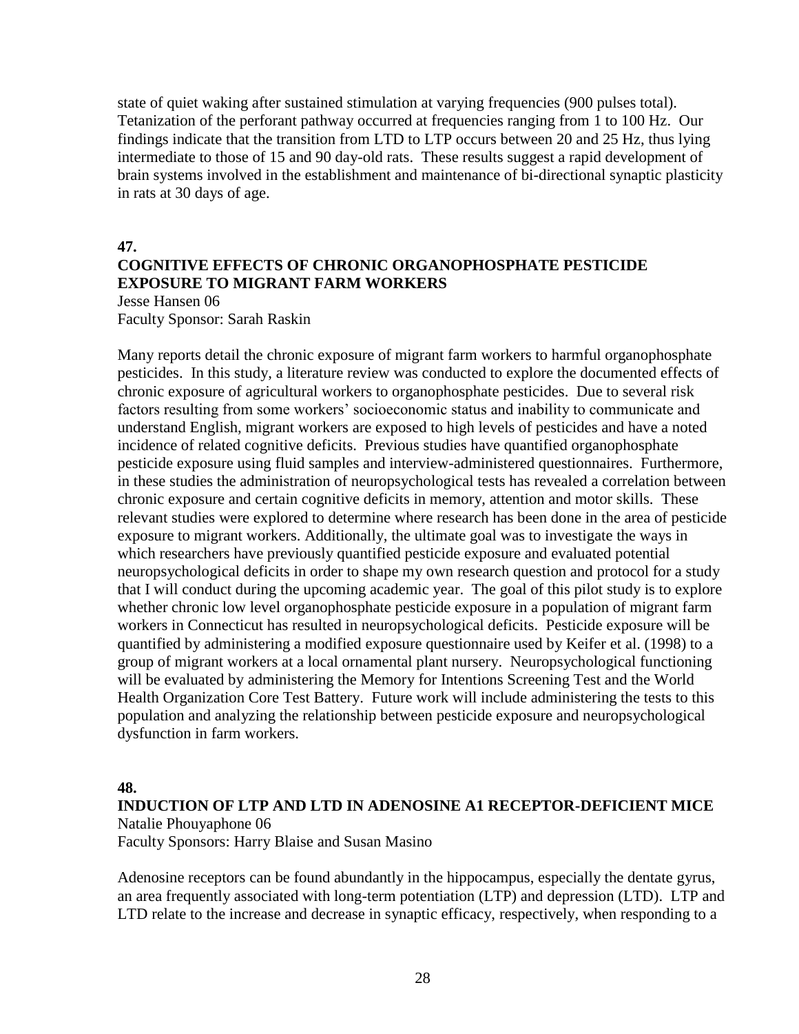state of quiet waking after sustained stimulation at varying frequencies (900 pulses total). Tetanization of the perforant pathway occurred at frequencies ranging from 1 to 100 Hz. Our findings indicate that the transition from LTD to LTP occurs between 20 and 25 Hz, thus lying intermediate to those of 15 and 90 day-old rats. These results suggest a rapid development of brain systems involved in the establishment and maintenance of bi-directional synaptic plasticity in rats at 30 days of age.

**47.**

**COGNITIVE EFFECTS OF CHRONIC ORGANOPHOSPHATE PESTICIDE EXPOSURE TO MIGRANT FARM WORKERS**

Jesse Hansen 06
Faculty Sponsor: Sarah Raskin

Many reports detail the chronic exposure of migrant farm workers to harmful organophosphate pesticides. In this study, a literature review was conducted to explore the documented effects of chronic exposure of agricultural workers to organophosphate pesticides. Due to several risk factors resulting from some workers' socioeconomic status and inability to communicate and understand English, migrant workers are exposed to high levels of pesticides and have a noted incidence of related cognitive deficits. Previous studies have quantified organophosphate pesticide exposure using fluid samples and interview-administered questionnaires. Furthermore, in these studies the administration of neuropsychological tests has revealed a correlation between chronic exposure and certain cognitive deficits in memory, attention and motor skills. These relevant studies were explored to determine where research has been done in the area of pesticide exposure to migrant workers. Additionally, the ultimate goal was to investigate the ways in which researchers have previously quantified pesticide exposure and evaluated potential neuropsychological deficits in order to shape my own research question and protocol for a study that I will conduct during the upcoming academic year. The goal of this pilot study is to explore whether chronic low level organophosphate pesticide exposure in a population of migrant farm workers in Connecticut has resulted in neuropsychological deficits. Pesticide exposure will be quantified by administering a modified exposure questionnaire used by Keifer et al. (1998) to a group of migrant workers at a local ornamental plant nursery. Neuropsychological functioning will be evaluated by administering the Memory for Intentions Screening Test and the World Health Organization Core Test Battery. Future work will include administering the tests to this population and analyzing the relationship between pesticide exposure and neuropsychological dysfunction in farm workers.

**48.**

**INDUCTION OF LTP AND LTD IN ADENOSINE A1 RECEPTOR-DEFICIENT MICE**

Natalie Phouyaphone 06
Faculty Sponsors: Harry Blaise and Susan Masino

Adenosine receptors can be found abundantly in the hippocampus, especially the dentate gyrus, an area frequently associated with long-term potentiation (LTP) and depression (LTD). LTP and LTD relate to the increase and decrease in synaptic efficacy, respectively, when responding to a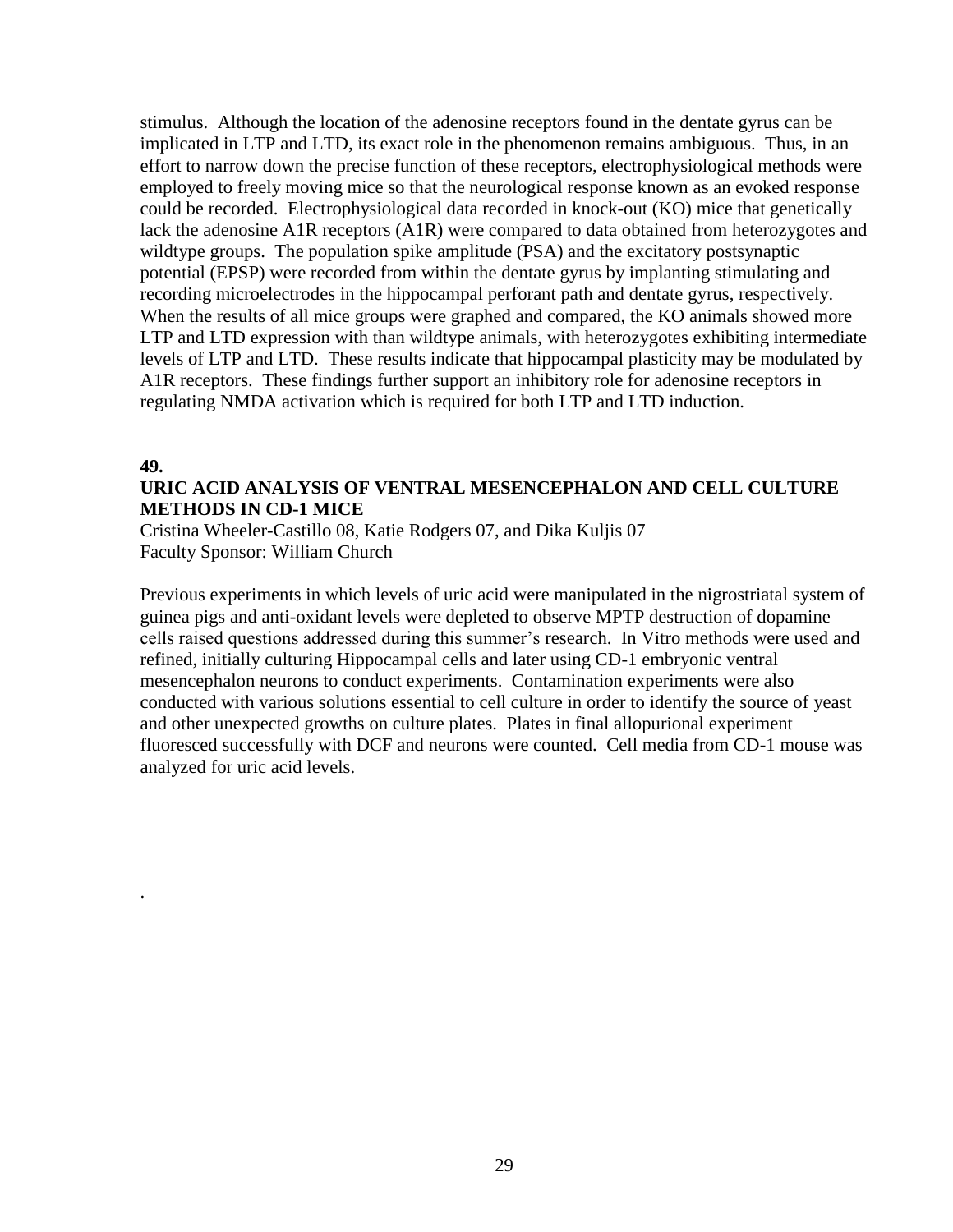stimulus. Although the location of the adenosine receptors found in the dentate gyrus can be implicated in LTP and LTD, its exact role in the phenomenon remains ambiguous. Thus, in an effort to narrow down the precise function of these receptors, electrophysiological methods were employed to freely moving mice so that the neurological response known as an evoked response could be recorded. Electrophysiological data recorded in knock-out (KO) mice that genetically lack the adenosine A1R receptors (A1R) were compared to data obtained from heterozygotes and wildtype groups. The population spike amplitude (PSA) and the excitatory postsynaptic potential (EPSP) were recorded from within the dentate gyrus by implanting stimulating and recording microelectrodes in the hippocampal perforant path and dentate gyrus, respectively. When the results of all mice groups were graphed and compared, the KO animals showed more LTP and LTD expression with than wildtype animals, with heterozygotes exhibiting intermediate levels of LTP and LTD. These results indicate that hippocampal plasticity may be modulated by A1R receptors. These findings further support an inhibitory role for adenosine receptors in regulating NMDA activation which is required for both LTP and LTD induction.

**49.**

### URIC ACID ANALYSIS OF VENTRAL MESENCEPHALON AND CELL CULTURE METHODS IN CD-1 MICE

Cristina Wheeler-Castillo 08, Katie Rodgers 07, and Dika Kuljis 07
Faculty Sponsor: William Church

Previous experiments in which levels of uric acid were manipulated in the nigrostriatal system of guinea pigs and anti-oxidant levels were depleted to observe MPTP destruction of dopamine cells raised questions addressed during this summer's research. In Vitro methods were used and refined, initially culturing Hippocampal cells and later using CD-1 embryonic ventral mesencephalon neurons to conduct experiments. Contamination experiments were also conducted with various solutions essential to cell culture in order to identify the source of yeast and other unexpected growths on culture plates. Plates in final allopurional experiment fluoresced successfully with DCF and neurons were counted. Cell media from CD-1 mouse was analyzed for uric acid levels.

.